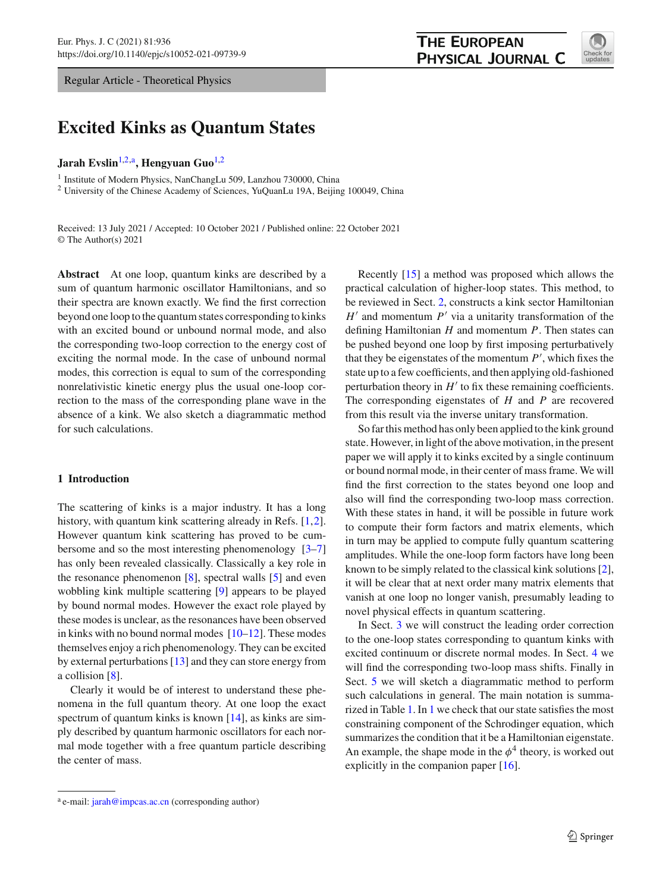Regular Article - Theoretical Physics

# Excited Kinks as Quantum States

**Jarah Evslin**[1,2,a], **Hengyuan Guo**[1,2]

[1] Institute of Modern Physics, NanChangLu 509, Lanzhou 730000, China
[2] University of the Chinese Academy of Sciences, YuQuanLu 19A, Beijing 100049, China

Received: 13 July 2021 / Accepted: 10 October 2021 / Published online: 22 October 2021
© The Author(s) 2021

**Abstract** At one loop, quantum kinks are described by a sum of quantum harmonic oscillator Hamiltonians, and so their spectra are known exactly. We find the first correction beyond one loop to the quantum states corresponding to kinks with an excited bound or unbound normal mode, and also the corresponding two-loop correction to the energy cost of exciting the normal mode. In the case of unbound normal modes, this correction is equal to sum of the corresponding nonrelativistic kinetic energy plus the usual one-loop correction to the mass of the corresponding plane wave in the absence of a kink. We also sketch a diagrammatic method for such calculations.

## 1 Introduction

The scattering of kinks is a major industry. It has a long history, with quantum kink scattering already in Refs. [1,2]. However quantum kink scattering has proved to be cumbersome and so the most interesting phenomenology [3–7] has only been revealed classically. Classically a key role in the resonance phenomenon [8], spectral walls [5] and even wobbling kink multiple scattering [9] appears to be played by bound normal modes. However the exact role played by these modes is unclear, as the resonances have been observed in kinks with no bound normal modes [10–12]. These modes themselves enjoy a rich phenomenology. They can be excited by external perturbations [13] and they can store energy from a collision [8].

Clearly it would be of interest to understand these phenomena in the full quantum theory. At one loop the exact spectrum of quantum kinks is known [14], as kinks are simply described by quantum harmonic oscillators for each normal mode together with a free quantum particle describing the center of mass.

Recently [15] a method was proposed which allows the practical calculation of higher-loop states. This method, to be reviewed in Sect. 2, constructs a kink sector Hamiltonian $H'$ and momentum $P'$ via a unitarity transformation of the defining Hamiltonian $H$ and momentum $P$. Then states can be pushed beyond one loop by first imposing perturbatively that they be eigenstates of the momentum $P'$, which fixes the state up to a few coefficients, and then applying old-fashioned perturbation theory in $H'$ to fix these remaining coefficients. The corresponding eigenstates of $H$ and $P$ are recovered from this result via the inverse unitary transformation.

So far this method has only been applied to the kink ground state. However, in light of the above motivation, in the present paper we will apply it to kinks excited by a single continuum or bound normal mode, in their center of mass frame. We will find the first correction to the states beyond one loop and also will find the corresponding two-loop mass correction. With these states in hand, it will be possible in future work to compute their form factors and matrix elements, which in turn may be applied to compute fully quantum scattering amplitudes. While the one-loop form factors have long been known to be simply related to the classical kink solutions [2], it will be clear that at next order many matrix elements that vanish at one loop no longer vanish, presumably leading to novel physical effects in quantum scattering.

In Sect. 3 we will construct the leading order correction to the one-loop states corresponding to quantum kinks with excited continuum or discrete normal modes. In Sect. 4 we will find the corresponding two-loop mass shifts. Finally in Sect. 5 we will sketch a diagrammatic method to perform such calculations in general. The main notation is summarized in Table 1. In 1 we check that our state satisfies the most constraining component of the Schrodinger equation, which summarizes the condition that it be a Hamiltonian eigenstate. An example, the shape mode in the $\phi^4$ theory, is worked out explicitly in the companion paper [16].

[a] e-mail: jarah@impcas.ac.cn (corresponding author)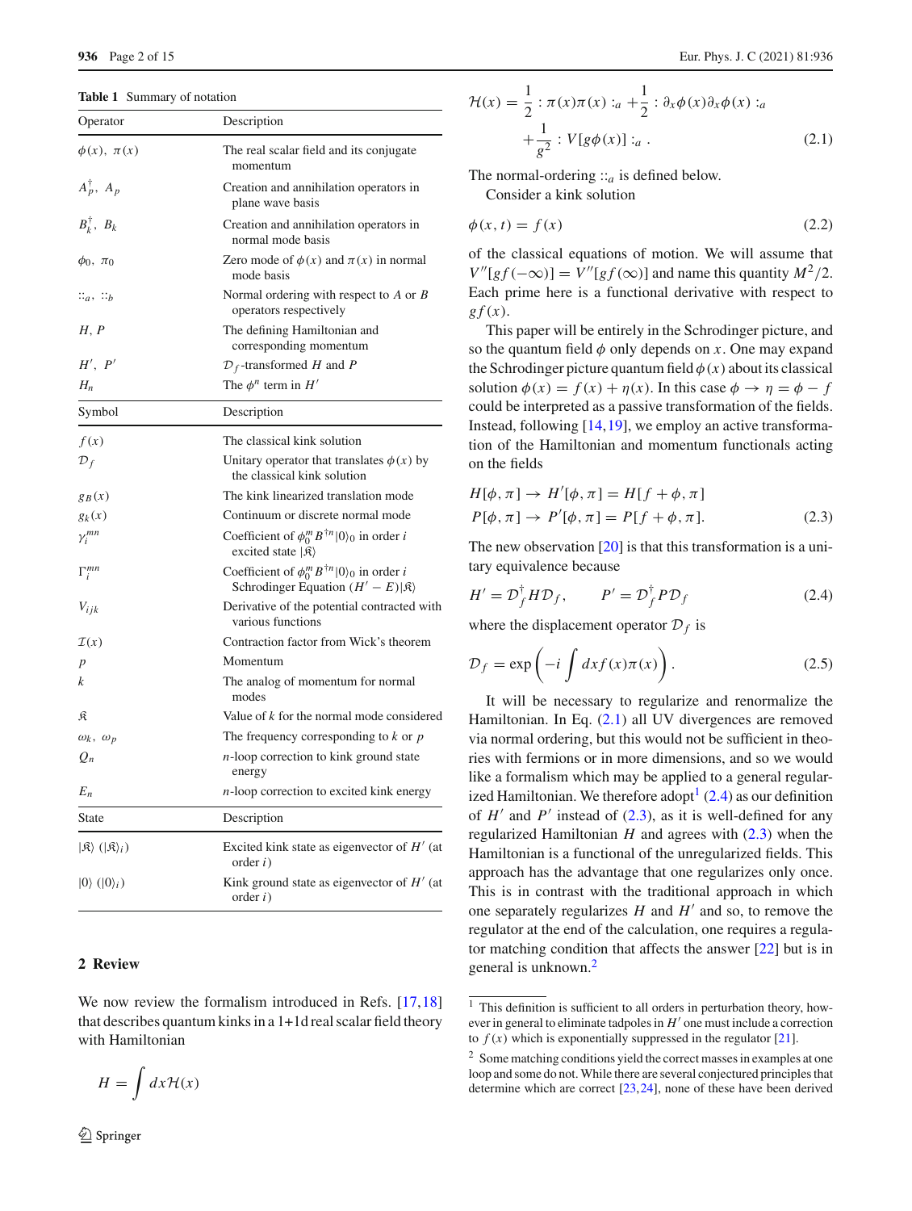**Table 1** Summary of notation

| Operator | Description |
|---|---|
| $\phi(x),\ \pi(x)$ | The real scalar field and its conjugate momentum |
| $A_p^\dagger,\ A_p$ | Creation and annihilation operators in plane wave basis |
| $B_k^\dagger,\ B_k$ | Creation and annihilation operators in normal mode basis |
| $\phi_0,\ \pi_0$ | Zero mode of $\phi(x)$ and $\pi(x)$ in normal mode basis |
| $::_a,\ ::_b$ | Normal ordering with respect to $A$ or $B$ operators respectively |
| $H,\ P$ | The defining Hamiltonian and corresponding momentum |
| $H',\ P'$ | $\mathcal{D}_f$-transformed $H$ and $P$ |
| $H_n$ | The $\phi^n$ term in $H'$ |
| **Symbol** | **Description** |
| $f(x)$ | The classical kink solution |
| $\mathcal{D}_f$ | Unitary operator that translates $\phi(x)$ by the classical kink solution |
| $g_B(x)$ | The kink linearized translation mode |
| $g_k(x)$ | Continuum or discrete normal mode |
| $\gamma_i^{mn}$ | Coefficient of $\phi_0^m B^{\dagger n}\vert 0\rangle_0$ in order $i$ excited state $\vert\mathfrak{K}\rangle$ |
| $\Gamma_i^{mn}$ | Coefficient of $\phi_0^m B^{\dagger n}\vert 0\rangle_0$ in order $i$ Schrodinger Equation $(H'-E)\vert\mathfrak{K}\rangle$ |
| $V_{ijk}$ | Derivative of the potential contracted with various functions |
| $\mathcal{I}(x)$ | Contraction factor from Wick's theorem |
| $p$ | Momentum |
| $k$ | The analog of momentum for normal modes |
| $\mathfrak{K}$ | Value of $k$ for the normal mode considered |
| $\omega_k,\ \omega_p$ | The frequency corresponding to $k$ or $p$ |
| $Q_n$ | $n$-loop correction to kink ground state energy |
| $E_n$ | $n$-loop correction to excited kink energy |
| **State** | **Description** |
| $\vert\mathfrak{K}\rangle$ ($\vert\mathfrak{K}\rangle_i$) | Excited kink state as eigenvector of $H'$ (at order $i$) |
| $\vert 0\rangle$ ($\vert 0\rangle_i$) | Kink ground state as eigenvector of $H'$ (at order $i$) |

## 2 Review

We now review the formalism introduced in Refs. [17,18] that describes quantum kinks in a 1+1d real scalar field theory with Hamiltonian

$$H=\int dx\mathcal{H}(x)$$

$$\mathcal{H}(x)=\frac{1}{2}:\pi(x)\pi(x):_a+\frac{1}{2}:\partial_x\phi(x)\partial_x\phi(x):_a+\frac{1}{g^2}:V[g\phi(x)]:_a. \tag{2.1}$$

The normal-ordering $::_a$ is defined below.

Consider a kink solution

$$\phi(x,t)=f(x) \tag{2.2}$$

of the classical equations of motion. We will assume that $V''[gf(-\infty)]=V''[gf(\infty)]$ and name this quantity $M^2/2$. Each prime here is a functional derivative with respect to $gf(x)$.

This paper will be entirely in the Schrodinger picture, and so the quantum field $\phi$ only depends on $x$. One may expand the Schrodinger picture quantum field $\phi(x)$ about its classical solution $\phi(x)=f(x)+\eta(x)$. In this case $\phi\rightarrow\eta=\phi-f$ could be interpreted as a passive transformation of the fields. Instead, following [14,19], we employ an active transformation of the Hamiltonian and momentum functionals acting on the fields

$$H[\phi,\pi]\rightarrow H'[\phi,\pi]=H[f+\phi,\pi]$$
$$P[\phi,\pi]\rightarrow P'[\phi,\pi]=P[f+\phi,\pi]. \tag{2.3}$$

The new observation [20] is that this transformation is a unitary equivalence because

$$H'=\mathcal{D}_f^\dagger H\mathcal{D}_f,\qquad P'=\mathcal{D}_f^\dagger P\mathcal{D}_f \tag{2.4}$$

where the displacement operator $\mathcal{D}_f$ is

$$\mathcal{D}_f=\exp\left(-i\int dxf(x)\pi(x)\right). \tag{2.5}$$

It will be necessary to regularize and renormalize the Hamiltonian. In Eq. (2.1) all UV divergences are removed via normal ordering, but this would not be sufficient in theories with fermions or in more dimensions, and so we would like a formalism which may be applied to a general regularized Hamiltonian. We therefore adopt[1] (2.4) as our definition of $H'$ and $P'$ instead of (2.3), as it is well-defined for any regularized Hamiltonian $H$ and agrees with (2.3) when the Hamiltonian is a functional of the unregularized fields. This approach has the advantage that one regularizes only once. This is in contrast with the traditional approach in which one separately regularizes $H$ and $H'$ and so, to remove the regulator at the end of the calculation, one requires a regulator matching condition that affects the answer [22] but is in general is unknown.[2]

[1] This definition is sufficient to all orders in perturbation theory, however in general to eliminate tadpoles in $H'$ one must include a correction to $f(x)$ which is exponentially suppressed in the regulator [21].

[2] Some matching conditions yield the correct masses in examples at one loop and some do not. While there are several conjectured principles that determine which are correct [23,24], none of these have been derived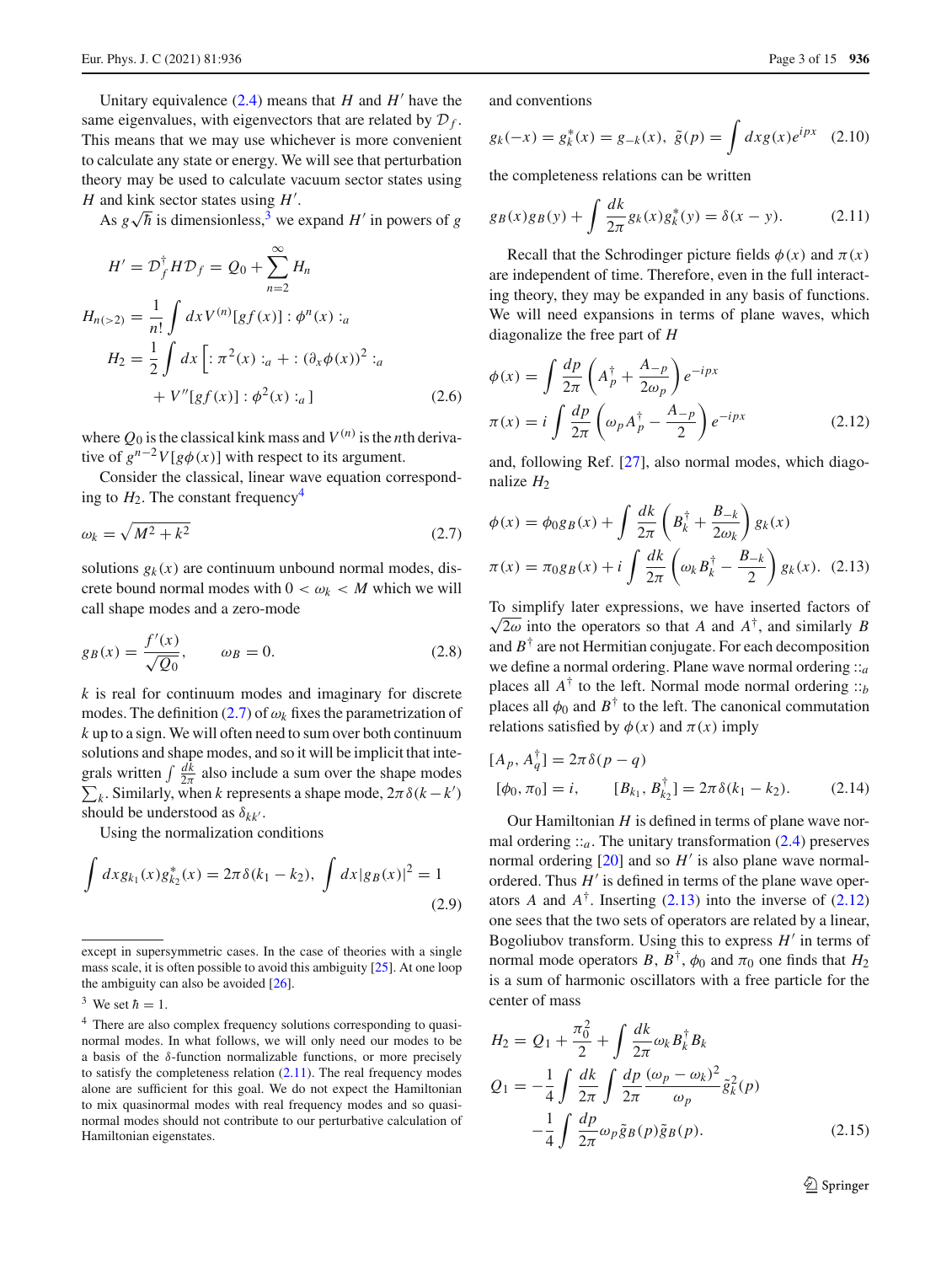Unitary equivalence (2.4) means that $H$ and $H'$ have the same eigenvalues, with eigenvectors that are related by $\mathcal{D}_f$. This means that we may use whichever is more convenient to calculate any state or energy. We will see that perturbation theory may be used to calculate vacuum sector states using $H$ and kink sector states using $H'$.

As $g\sqrt{\hbar}$ is dimensionless,[3] we expand $H'$ in powers of $g$

$$
\begin{aligned}
H' &= \mathcal{D}_f^\dagger H \mathcal{D}_f = Q_0 + \sum_{n=2}^{\infty} H_n \\
H_{n(>2)} &= \frac{1}{n!} \int dx V^{(n)}[gf(x)] :\phi^n(x):_a \\
H_2 &= \frac{1}{2} \int dx \Big[ :\pi^2(x):_a + :(\partial_x \phi(x))^2:_a \\
&\quad + V''[gf(x)] :\phi^2(x):_a \Big]
\end{aligned}
\tag{2.6}
$$

where $Q_0$ is the classical kink mass and $V^{(n)}$ is the $n$th derivative of $g^{n-2}V[g\phi(x)]$ with respect to its argument.

Consider the classical, linear wave equation corresponding to $H_2$. The constant frequency[4]

$$
\omega_k = \sqrt{M^2 + k^2} \tag{2.7}
$$

solutions $g_k(x)$ are continuum unbound normal modes, discrete bound normal modes with $0 < \omega_k < M$ which we will call shape modes and a zero-mode

$$
g_B(x) = \frac{f'(x)}{\sqrt{Q_0}}, \qquad \omega_B = 0. \tag{2.8}
$$

$k$ is real for continuum modes and imaginary for discrete modes. The definition (2.7) of $\omega_k$ fixes the parametrization of $k$ up to a sign. We will often need to sum over both continuum solutions and shape modes, and so it will be implicit that integrals written $\int \frac{dk}{2\pi}$ also include a sum over the shape modes $\sum_k$. Similarly, when $k$ represents a shape mode, $2\pi\delta(k-k')$ should be understood as $\delta_{kk'}$.

Using the normalization conditions

$$
\int dx g_{k_1}(x) g^*_{k_2}(x) = 2\pi\delta(k_1 - k_2), \int dx |g_B(x)|^2 = 1 \tag{2.9}
$$

and conventions

$$
g_k(-x) = g^*_k(x) = g_{-k}(x), \; \tilde{g}(p) = \int dx g(x) e^{ipx} \tag{2.10}
$$

the completeness relations can be written

$$
g_B(x) g_B(y) + \int \frac{dk}{2\pi} g_k(x) g^*_k(y) = \delta(x-y). \tag{2.11}
$$

Recall that the Schrodinger picture fields $\phi(x)$ and $\pi(x)$ are independent of time. Therefore, even in the full interacting theory, they may be expanded in any basis of functions. We will need expansions in terms of plane waves, which diagonalize the free part of $H$

$$
\begin{aligned}
\phi(x) &= \int \frac{dp}{2\pi} \left( A^\dagger_p + \frac{A_{-p}}{2\omega_p} \right) e^{-ipx} \\
\pi(x) &= i \int \frac{dp}{2\pi} \left( \omega_p A^\dagger_p - \frac{A_{-p}}{2} \right) e^{-ipx}
\end{aligned}
\tag{2.12}
$$

and, following Ref. [27], also normal modes, which diagonalize $H_2$

$$
\begin{aligned}
\phi(x) &= \phi_0 g_B(x) + \int \frac{dk}{2\pi} \left( B^\dagger_k + \frac{B_{-k}}{2\omega_k} \right) g_k(x) \\
\pi(x) &= \pi_0 g_B(x) + i \int \frac{dk}{2\pi} \left( \omega_k B^\dagger_k - \frac{B_{-k}}{2} \right) g_k(x).
\end{aligned}
\tag{2.13}
$$

To simplify later expressions, we have inserted factors of $\sqrt{2\omega}$ into the operators so that $A$ and $A^\dagger$, and similarly $B$ and $B^\dagger$ are not Hermitian conjugate. For each decomposition we define a normal ordering $::_a$ places all $A^\dagger$ to the left. Normal mode normal ordering $::_b$ places all $\phi_0$ and $B^\dagger$ to the left. The canonical commutation relations satisfied by $\phi(x)$ and $\pi(x)$ imply

$$
\begin{aligned}
&[A_p, A^\dagger_q] = 2\pi\delta(p-q) \\
&[\phi_0, \pi_0] = i, \qquad [B_{k_1}, B^\dagger_{k_2}] = 2\pi\delta(k_1 - k_2).
\end{aligned}
\tag{2.14}
$$

Our Hamiltonian $H$ is defined in terms of plane wave normal ordering $::_a$. The unitary transformation (2.4) preserves normal ordering [20] and so $H'$ is also plane wave normal-ordered. Thus $H'$ is defined in terms of the plane wave operators $A$ and $A^\dagger$. Inserting (2.13) into the inverse of (2.12) one sees that the two sets of operators are related by a linear, Bogoliubov transform. Using this to express $H'$ in terms of normal mode operators $B$, $B^\dagger$, $\phi_0$ and $\pi_0$ one finds that $H_2$ is a sum of harmonic oscillators with a free particle for the center of mass

$$
\begin{aligned}
H_2 &= Q_1 + \frac{\pi_0^2}{2} + \int \frac{dk}{2\pi} \omega_k B^\dagger_k B_k \\
Q_1 &= -\frac{1}{4} \int \frac{dk}{2\pi} \int \frac{dp}{2\pi} \frac{(\omega_p - \omega_k)^2}{\omega_p} \tilde{g}^2_k(p) \\
&\quad - \frac{1}{4} \int \frac{dp}{2\pi} \omega_p \tilde{g}_B(p) \tilde{g}_B(p).
\end{aligned}
\tag{2.15}
$$

---

except in supersymmetric cases. In the case of theories with a single mass scale, it is often possible to avoid this ambiguity [25]. At one loop the ambiguity can also be avoided [26].

[3] We set $\hbar = 1$.

[4] There are also complex frequency solutions corresponding to quasinormal modes. In what follows, we will only need our modes to be a basis of the $\delta$-function normalizable functions, or more precisely to satisfy the completeness relation (2.11). The real frequency modes alone are sufficient for this goal. We do not expect the Hamiltonian to mix quasinormal modes with real frequency modes and so quasinormal modes should not contribute to our perturbative calculation of Hamiltonian eigenstates.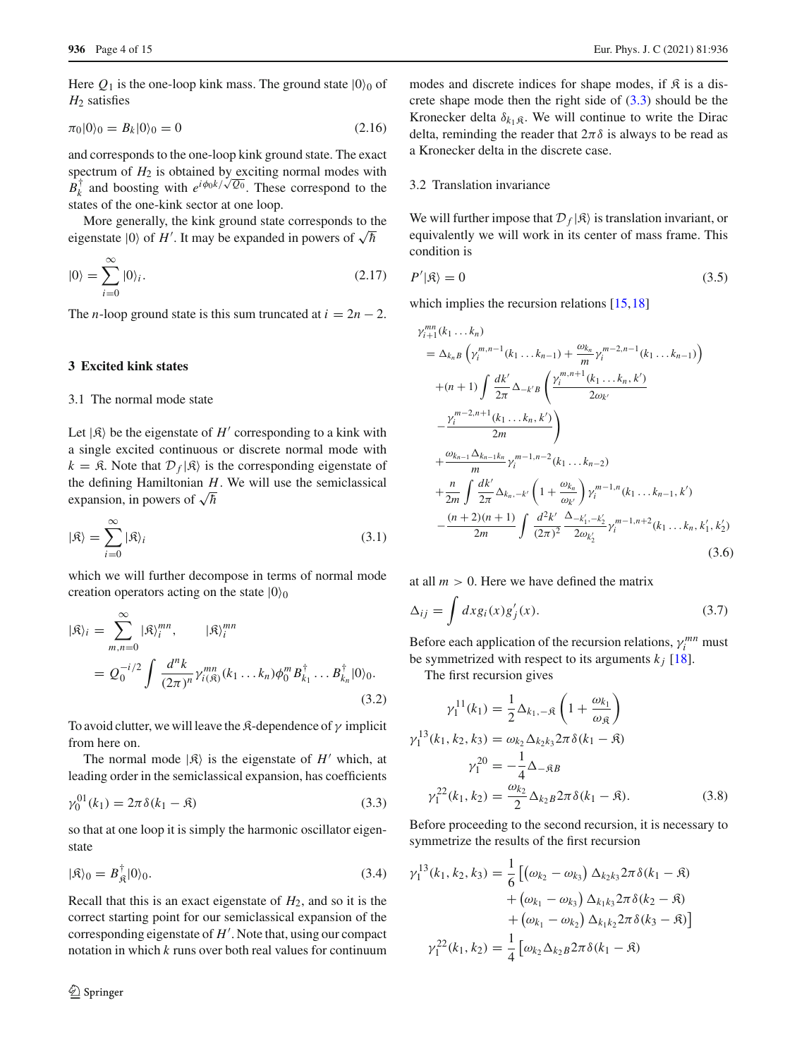Here $Q_1$ is the one-loop kink mass. The ground state $|0\rangle_0$ of $H_2$ satisfies

$$\pi_0|0\rangle_0 = B_k|0\rangle_0 = 0 \tag{2.16}$$

and corresponds to the one-loop kink ground state. The exact spectrum of $H_2$ is obtained by exciting normal modes with $B_k^\dagger$ and boosting with $e^{i\phi_0 k/\sqrt{Q_0}}$. These correspond to the states of the one-kink sector at one loop.

More generally, the kink ground state corresponds to the eigenstate $|0\rangle$ of $H'$. It may be expanded in powers of $\sqrt{\hbar}$

$$|0\rangle = \sum_{i=0}^{\infty} |0\rangle_i. \tag{2.17}$$

The $n$-loop ground state is this sum truncated at $i = 2n-2$.

## 3 Excited kink states

### 3.1 The normal mode state

Let $|\mathfrak{K}\rangle$ be the eigenstate of $H'$ corresponding to a kink with a single excited continuous or discrete normal mode with $k = \mathfrak{K}$. Note that $\mathcal{D}_f|\mathfrak{K}\rangle$ is the corresponding eigenstate of the defining Hamiltonian $H$. We will use the semiclassical expansion, in powers of $\sqrt{\hbar}$

$$|\mathfrak{K}\rangle = \sum_{i=0}^{\infty} |\mathfrak{K}\rangle_i \tag{3.1}$$

which we will further decompose in terms of normal mode creation operators acting on the state $|0\rangle_0$

$$|\mathfrak{K}\rangle_i = \sum_{m,n=0}^{\infty} |\mathfrak{K}\rangle_i^{mn}, \qquad |\mathfrak{K}\rangle_i^{mn} = Q_0^{-i/2} \int \frac{d^n k}{(2\pi)^n} \gamma_{i(\mathfrak{K})}^{mn}(k_1 \ldots k_n) \phi_0^m B_{k_1}^\dagger \ldots B_{k_n}^\dagger |0\rangle_0. \tag{3.2}$$

To avoid clutter, we will leave the $\mathfrak{K}$-dependence of $\gamma$ implicit from here on.

The normal mode $|\mathfrak{K}\rangle$ is the eigenstate of $H'$ which, at leading order in the semiclassical expansion, has coefficients

$$\gamma_0^{01}(k_1) = 2\pi\delta(k_1 - \mathfrak{K}) \tag{3.3}$$

so that at one loop it is simply the harmonic oscillator eigenstate

$$|\mathfrak{K}\rangle_0 = B_{\mathfrak{K}}^\dagger|0\rangle_0. \tag{3.4}$$

Recall that this is an exact eigenstate of $H_2$, and so it is the correct starting point for our semiclassical expansion of the corresponding eigenstate of $H'$. Note that, using our compact notation in which $k$ runs over both real values for continuum modes and discrete indices for shape modes, if $\mathfrak{K}$ is a discrete shape mode then the right side of (3.3) should be the Kronecker delta $\delta_{k_1\mathfrak{K}}$. We will continue to write the Dirac delta, reminding the reader that $2\pi\delta$ is always to be read as a Kronecker delta in the discrete case.

### 3.2 Translation invariance

We will further impose that $\mathcal{D}_f|\mathfrak{K}\rangle$ is translation invariant, or equivalently we will work in its center of mass frame. This condition is

$$P'|\mathfrak{K}\rangle = 0 \tag{3.5}$$

which implies the recursion relations [15,18]

$$\begin{aligned}
\gamma_{i+1}^{mn}(k_1 \ldots k_n) &= \Delta_{k_n B}\left(\gamma_i^{m,n-1}(k_1 \ldots k_{n-1}) + \frac{\omega_{k_n}}{m}\gamma_i^{m-2,n-1}(k_1 \ldots k_{n-1})\right) \\
&\quad + (n+1)\int \frac{dk'}{2\pi}\Delta_{-k'B}\left(\frac{\gamma_i^{m,n+1}(k_1 \ldots k_n, k')}{2\omega_{k'}} - \frac{\gamma_i^{m-2,n+1}(k_1 \ldots k_n, k')}{2m}\right) \\
&\quad + \frac{\omega_{k_{n-1}}\Delta_{k_{n-1}k_n}}{m}\gamma_i^{m-1,n-2}(k_1 \ldots k_{n-2}) \\
&\quad + \frac{n}{2m}\int \frac{dk'}{2\pi}\Delta_{k_n,-k'}\left(1 + \frac{\omega_{k_n}}{\omega_{k'}}\right)\gamma_i^{m-1,n}(k_1 \ldots k_{n-1}, k') \\
&\quad - \frac{(n+2)(n+1)}{2m}\int \frac{d^2k'}{(2\pi)^2}\frac{\Delta_{-k_1',-k_2'}}{2\omega_{k_2'}}\gamma_i^{m-1,n+2}(k_1 \ldots k_n, k_1', k_2')
\end{aligned} \tag{3.6}$$

at all $m > 0$. Here we have defined the matrix

$$\Delta_{ij} = \int dx g_i(x) g_j'(x). \tag{3.7}$$

Before each application of the recursion relations, $\gamma_i^{mn}$ must be symmetrized with respect to its arguments $k_j$ [18].

The first recursion gives

$$\begin{aligned}
\gamma_1^{11}(k_1) &= \frac{1}{2}\Delta_{k_1,-\mathfrak{K}}\left(1 + \frac{\omega_{k_1}}{\omega_{\mathfrak{K}}}\right) \\
\gamma_1^{13}(k_1, k_2, k_3) &= \omega_{k_2}\Delta_{k_2k_3}2\pi\delta(k_1 - \mathfrak{K}) \\
\gamma_1^{20} &= -\frac{1}{4}\Delta_{-\mathfrak{K}B} \\
\gamma_1^{22}(k_1, k_2) &= \frac{\omega_{k_2}}{2}\Delta_{k_2B}2\pi\delta(k_1 - \mathfrak{K}).
\end{aligned} \tag{3.8}$$

Before proceeding to the second recursion, it is necessary to symmetrize the results of the first recursion

$$\begin{aligned}
\gamma_1^{13}(k_1, k_2, k_3) &= \frac{1}{6}\Big[\left(\omega_{k_2} - \omega_{k_3}\right)\Delta_{k_2k_3}2\pi\delta(k_1 - \mathfrak{K}) \\
&\quad + \left(\omega_{k_1} - \omega_{k_3}\right)\Delta_{k_1k_3}2\pi\delta(k_2 - \mathfrak{K}) \\
&\quad + \left(\omega_{k_1} - \omega_{k_2}\right)\Delta_{k_1k_2}2\pi\delta(k_3 - \mathfrak{K})\Big] \\
\gamma_1^{22}(k_1, k_2) &= \frac{1}{4}\Big[\omega_{k_2}\Delta_{k_2B}2\pi\delta(k_1 - \mathfrak{K})
\end{aligned}$$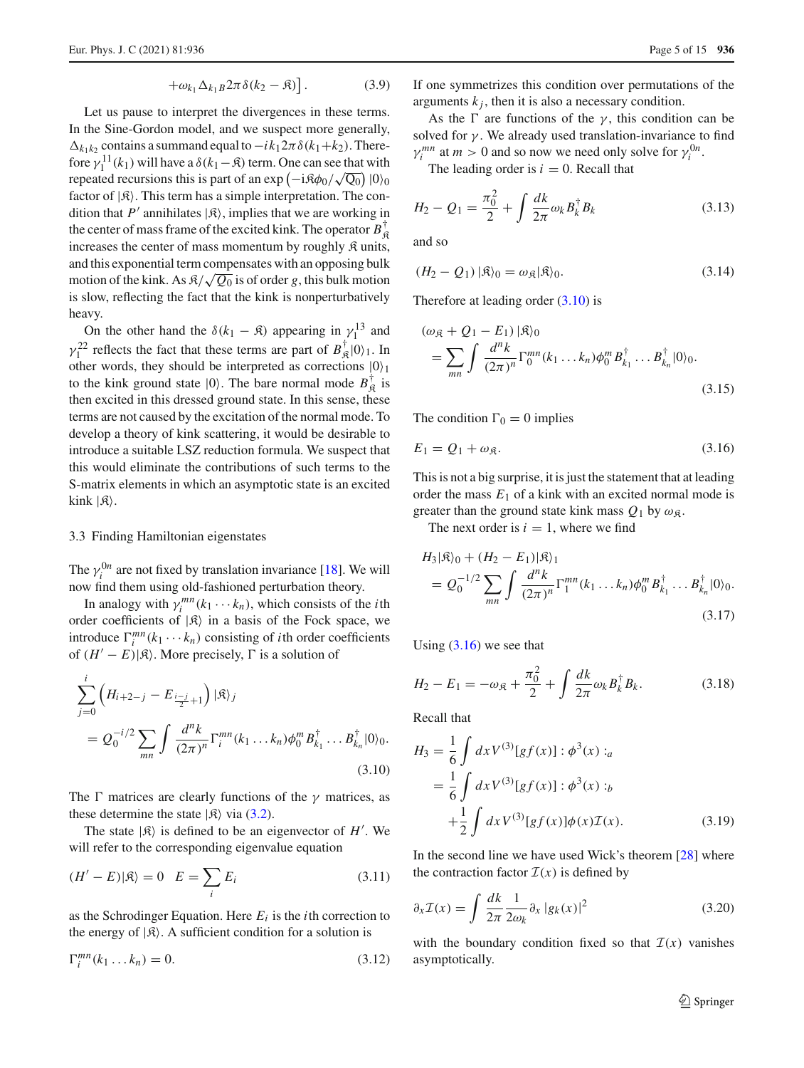$$+\omega_{k_1}\Delta_{k_1 B} 2\pi\delta(k_2-\mathfrak{K})\Big]. \tag{3.9}$$

Let us pause to interpret the divergences in these terms. In the Sine-Gordon model, and we suspect more generally, $\Delta_{k_1 k_2}$ contains a summand equal to $-ik_1 2\pi\delta(k_1+k_2)$. Therefore $\gamma_1^{11}(k_1)$ will have a $\delta(k_1-\mathfrak{K})$ term. One can see that with repeated recursions this is part of an $\exp\left(-i\mathfrak{K}\phi_0/\sqrt{Q_0}\right)|0\rangle_0$ factor of $|\mathfrak{K}\rangle$. This term has a simple interpretation. The condition that $P'$ annihilates $|\mathfrak{K}\rangle$, implies that we are working in the center of mass frame of the excited kink. The operator $B^\dagger_{\mathfrak{K}}$ increases the center of mass momentum by roughly $\mathfrak{K}$ units, and this exponential term compensates with an opposing bulk motion of the kink. As $\mathfrak{K}/\sqrt{Q_0}$ is of order $g$, this bulk motion is slow, reflecting the fact that the kink is nonperturbatively heavy.

On the other hand the $\delta(k_1-\mathfrak{K})$ appearing in $\gamma_1^{13}$ and $\gamma_1^{22}$ reflects the fact that these terms are part of $B^\dagger_{\mathfrak{K}}|0\rangle_1$. In other words, they should be interpreted as corrections $|0\rangle_1$ to the kink ground state $|0\rangle$. The bare normal mode $B^\dagger_{\mathfrak{K}}$ is then excited in this dressed ground state. In this sense, these terms are not caused by the excitation of the normal mode. To develop a theory of kink scattering, it would be desirable to introduce a suitable LSZ reduction formula. We suspect that this would eliminate the contributions of such terms to the S-matrix elements in which an asymptotic state is an excited kink $|\mathfrak{K}\rangle$.

### 3.3 Finding Hamiltonian eigenstates

The $\gamma_i^{0n}$ are not fixed by translation invariance [18]. We will now find them using old-fashioned perturbation theory.

In analogy with $\gamma_i^{mn}(k_1\cdots k_n)$, which consists of the $i$th order coefficients of $|\mathfrak{K}\rangle$ in a basis of the Fock space, we introduce $\Gamma_i^{mn}(k_1\cdots k_n)$ consisting of $i$th order coefficients of $(H'-E)|\mathfrak{K}\rangle$. More precisely, $\Gamma$ is a solution of

$$\sum_{j=0}^{i}\left(H_{i+2-j}-E_{\frac{i-j}{2}+1}\right)|\mathfrak{K}\rangle_j = Q_0^{-i/2}\sum_{mn}\int\frac{d^nk}{(2\pi)^n}\Gamma_i^{mn}(k_1\ldots k_n)\phi_0^m B^\dagger_{k_1}\ldots B^\dagger_{k_n}|0\rangle_0. \tag{3.10}$$

The $\Gamma$ matrices are clearly functions of the $\gamma$ matrices, as these determine the state $|\mathfrak{K}\rangle$ via (3.2).

The state $|\mathfrak{K}\rangle$ is defined to be an eigenvector of $H'$. We will refer to the corresponding eigenvalue equation

$$(H'-E)|\mathfrak{K}\rangle = 0 \quad E=\sum_i E_i \tag{3.11}$$

as the Schrodinger Equation. Here $E_i$ is the $i$th correction to the energy of $|\mathfrak{K}\rangle$. A sufficient condition for a solution is

$$\Gamma_i^{mn}(k_1\ldots k_n)=0. \tag{3.12}$$

If one symmetrizes this condition over permutations of the arguments $k_j$, then it is also a necessary condition.

As the $\Gamma$ are functions of the $\gamma$, this condition can be solved for $\gamma$. We already used translation-invariance to find $\gamma_i^{mn}$ at $m>0$ and so now we need only solve for $\gamma_i^{0n}$.

The leading order is $i=0$. Recall that

$$H_2-Q_1=\frac{\pi_0^2}{2}+\int\frac{dk}{2\pi}\omega_k B_k^\dagger B_k \tag{3.13}$$

and so

$$(H_2-Q_1)|\mathfrak{K}\rangle_0=\omega_{\mathfrak{K}}|\mathfrak{K}\rangle_0. \tag{3.14}$$

Therefore at leading order (3.10) is

$$(\omega_{\mathfrak{K}}+Q_1-E_1)|\mathfrak{K}\rangle_0 = \sum_{mn}\int\frac{d^nk}{(2\pi)^n}\Gamma_0^{mn}(k_1\ldots k_n)\phi_0^m B^\dagger_{k_1}\ldots B^\dagger_{k_n}|0\rangle_0. \tag{3.15}$$

The condition $\Gamma_0=0$ implies

$$E_1=Q_1+\omega_{\mathfrak{K}}. \tag{3.16}$$

This is not a big surprise, it is just the statement that at leading order the mass $E_1$ of a kink with an excited normal mode is greater than the ground state kink mass $Q_1$ by $\omega_{\mathfrak{K}}$.

The next order is $i=1$, where we find

$$H_3|\mathfrak{K}\rangle_0+(H_2-E_1)|\mathfrak{K}\rangle_1 = Q_0^{-1/2}\sum_{mn}\int\frac{d^nk}{(2\pi)^n}\Gamma_1^{mn}(k_1\ldots k_n)\phi_0^m B^\dagger_{k_1}\ldots B^\dagger_{k_n}|0\rangle_0. \tag{3.17}$$

Using (3.16) we see that

$$H_2-E_1=-\omega_{\mathfrak{K}}+\frac{\pi_0^2}{2}+\int\frac{dk}{2\pi}\omega_k B_k^\dagger B_k. \tag{3.18}$$

Recall that

$$\begin{aligned}H_3&=\frac{1}{6}\int dx V^{(3)}[gf(x)]:\phi^3(x):_a\\&=\frac{1}{6}\int dx V^{(3)}[gf(x)]:\phi^3(x):_b\\&\quad+\frac{1}{2}\int dx V^{(3)}[gf(x)]\phi(x)\mathcal{I}(x).\end{aligned} \tag{3.19}$$

In the second line we have used Wick's theorem [28] where the contraction factor $\mathcal{I}(x)$ is defined by

$$\partial_x\mathcal{I}(x)=\int\frac{dk}{2\pi}\frac{1}{2\omega_k}\partial_x|g_k(x)|^2 \tag{3.20}$$

with the boundary condition fixed so that $\mathcal{I}(x)$ vanishes asymptotically.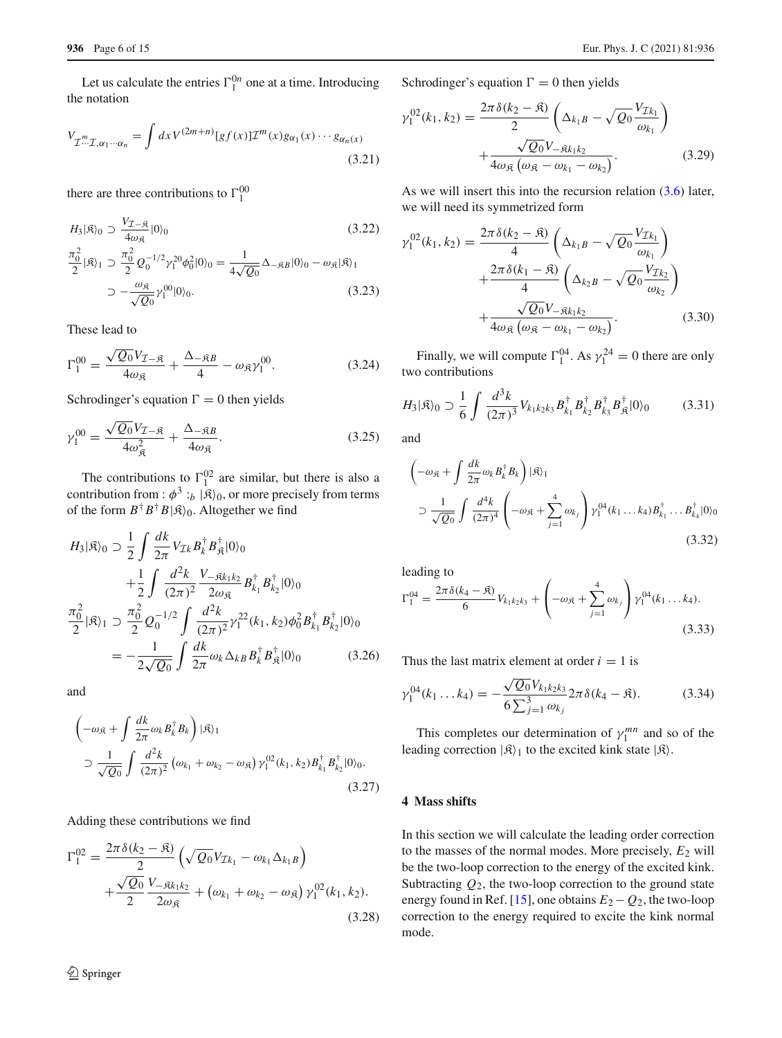Let us calculate the entries $\Gamma_1^{0n}$ one at a time. Introducing the notation

$$V_{\mathcal{I}\cdots\mathcal{I},\alpha_1\cdots\alpha_n}^{m} = \int dx V^{(2m+n)}[gf(x)]\mathcal{I}^m(x)g_{\alpha_1}(x)\cdots g_{\alpha_n(x)} \tag{3.21}$$

there are three contributions to $\Gamma_1^{00}$

$$H_3|\mathfrak{K}\rangle_0 \supset \frac{V_{\mathcal{I}-\mathfrak{K}}}{4\omega_{\mathfrak{K}}}|0\rangle_0 \tag{3.22}$$

$$\frac{\pi_0^2}{2}|\mathfrak{K}\rangle_1 \supset \frac{\pi_0^2}{2}Q_0^{-1/2}\gamma_1^{20}\phi_0^2|0\rangle_0 = \frac{1}{4\sqrt{Q_0}}\Delta_{-\mathfrak{K}B}|0\rangle_0 - \omega_{\mathfrak{K}}|\mathfrak{K}\rangle_1$$
$$\supset -\frac{\omega_{\mathfrak{K}}}{\sqrt{Q_0}}\gamma_1^{00}|0\rangle_0. \tag{3.23}$$

These lead to

$$\Gamma_1^{00} = \frac{\sqrt{Q_0}V_{\mathcal{I}-\mathfrak{K}}}{4\omega_{\mathfrak{K}}} + \frac{\Delta_{-\mathfrak{K}B}}{4} - \omega_{\mathfrak{K}}\gamma_1^{00}. \tag{3.24}$$

Schrodinger's equation $\Gamma = 0$ then yields

$$\gamma_1^{00} = \frac{\sqrt{Q_0}V_{\mathcal{I}-\mathfrak{K}}}{4\omega_{\mathfrak{K}}^2} + \frac{\Delta_{-\mathfrak{K}B}}{4\omega_{\mathfrak{K}}}. \tag{3.25}$$

The contributions to $\Gamma_1^{02}$ are similar, but there is also a contribution from $:\phi^3:_b |\mathfrak{K}\rangle_0$, or more precisely from terms of the form $B^\dagger B^\dagger B|\mathfrak{K}\rangle_0$. Altogether we find

$$H_3|\mathfrak{K}\rangle_0 \supset \frac{1}{2}\int\frac{dk}{2\pi}V_{\mathcal{I}k}B_k^\dagger B_{\mathfrak{K}}^\dagger|0\rangle_0$$
$$+\frac{1}{2}\int\frac{d^2k}{(2\pi)^2}\frac{V_{-\mathfrak{K}k_1k_2}}{2\omega_{\mathfrak{K}}}B_{k_1}^\dagger B_{k_2}^\dagger|0\rangle_0$$
$$\frac{\pi_0^2}{2}|\mathfrak{K}\rangle_1 \supset \frac{\pi_0^2}{2}Q_0^{-1/2}\int\frac{d^2k}{(2\pi)^2}\gamma_1^{22}(k_1,k_2)\phi_0^2 B_{k_1}^\dagger B_{k_2}^\dagger|0\rangle_0$$
$$= -\frac{1}{2\sqrt{Q_0}}\int\frac{dk}{2\pi}\omega_k\Delta_{kB}B_k^\dagger B_{\mathfrak{K}}^\dagger|0\rangle_0 \tag{3.26}$$

and

$$\left(-\omega_{\mathfrak{K}} + \int\frac{dk}{2\pi}\omega_k B_k^\dagger B_k\right)|\mathfrak{K}\rangle_1$$
$$\supset \frac{1}{\sqrt{Q_0}}\int\frac{d^2k}{(2\pi)^2}\left(\omega_{k_1}+\omega_{k_2}-\omega_{\mathfrak{K}}\right)\gamma_1^{02}(k_1,k_2)B_{k_1}^\dagger B_{k_2}^\dagger|0\rangle_0. \tag{3.27}$$

Adding these contributions we find

$$\Gamma_1^{02} = \frac{2\pi\delta(k_2-\mathfrak{K})}{2}\left(\sqrt{Q_0}V_{\mathcal{I}k_1} - \omega_{k_1}\Delta_{k_1B}\right)$$
$$+\frac{\sqrt{Q_0}}{2}\frac{V_{-\mathfrak{K}k_1k_2}}{2\omega_{\mathfrak{K}}} + \left(\omega_{k_1}+\omega_{k_2}-\omega_{\mathfrak{K}}\right)\gamma_1^{02}(k_1,k_2). \tag{3.28}$$

Schrodinger's equation $\Gamma = 0$ then yields

$$\gamma_1^{02}(k_1,k_2) = \frac{2\pi\delta(k_2-\mathfrak{K})}{2}\left(\Delta_{k_1B} - \sqrt{Q_0}\frac{V_{\mathcal{I}k_1}}{\omega_{k_1}}\right)$$
$$+\frac{\sqrt{Q_0}V_{-\mathfrak{K}k_1k_2}}{4\omega_{\mathfrak{K}}\left(\omega_{\mathfrak{K}}-\omega_{k_1}-\omega_{k_2}\right)}. \tag{3.29}$$

As we will insert this into the recursion relation (3.6) later, we will need its symmetrized form

$$\gamma_1^{02}(k_1,k_2) = \frac{2\pi\delta(k_2-\mathfrak{K})}{4}\left(\Delta_{k_1B} - \sqrt{Q_0}\frac{V_{\mathcal{I}k_1}}{\omega_{k_1}}\right)$$
$$+\frac{2\pi\delta(k_1-\mathfrak{K})}{4}\left(\Delta_{k_2B} - \sqrt{Q_0}\frac{V_{\mathcal{I}k_2}}{\omega_{k_2}}\right)$$
$$+\frac{\sqrt{Q_0}V_{-\mathfrak{K}k_1k_2}}{4\omega_{\mathfrak{K}}\left(\omega_{\mathfrak{K}}-\omega_{k_1}-\omega_{k_2}\right)}. \tag{3.30}$$

Finally, we will compute $\Gamma_1^{04}$. As $\gamma_1^{24} = 0$ there are only two contributions

$$H_3|\mathfrak{K}\rangle_0 \supset \frac{1}{6}\int\frac{d^3k}{(2\pi)^3}V_{k_1k_2k_3}B_{k_1}^\dagger B_{k_2}^\dagger B_{k_3}^\dagger B_{\mathfrak{K}}^\dagger|0\rangle_0 \tag{3.31}$$

and

$$\left(-\omega_{\mathfrak{K}} + \int\frac{dk}{2\pi}\omega_k B_k^\dagger B_k\right)|\mathfrak{K}\rangle_1$$
$$\supset \frac{1}{\sqrt{Q_0}}\int\frac{d^4k}{(2\pi)^4}\left(-\omega_{\mathfrak{K}} + \sum_{j=1}^4\omega_{k_j}\right)\gamma_1^{04}(k_1\ldots k_4)B_{k_1}^\dagger\ldots B_{k_4}^\dagger|0\rangle_0 \tag{3.32}$$

leading to

$$\Gamma_1^{04} = \frac{2\pi\delta(k_4-\mathfrak{K})}{6}V_{k_1k_2k_3} + \left(-\omega_{\mathfrak{K}} + \sum_{j=1}^4\omega_{k_j}\right)\gamma_1^{04}(k_1\ldots k_4). \tag{3.33}$$

Thus the last matrix element at order $i = 1$ is

$$\gamma_1^{04}(k_1\ldots k_4) = -\frac{\sqrt{Q_0}V_{k_1k_2k_3}}{6\sum_{j=1}^3\omega_{k_j}}2\pi\delta(k_4-\mathfrak{K}). \tag{3.34}$$

This completes our determination of $\gamma_1^{mn}$ and so of the leading correction $|\mathfrak{K}\rangle_1$ to the excited kink state $|\mathfrak{K}\rangle$.

## 4 Mass shifts

In this section we will calculate the leading order correction to the masses of the normal modes. More precisely, $E_2$ will be the two-loop correction to the energy of the excited kink. Subtracting $Q_2$, the two-loop correction to the ground state energy found in Ref. [15], one obtains $E_2 - Q_2$, the two-loop correction to the energy required to excite the kink normal mode.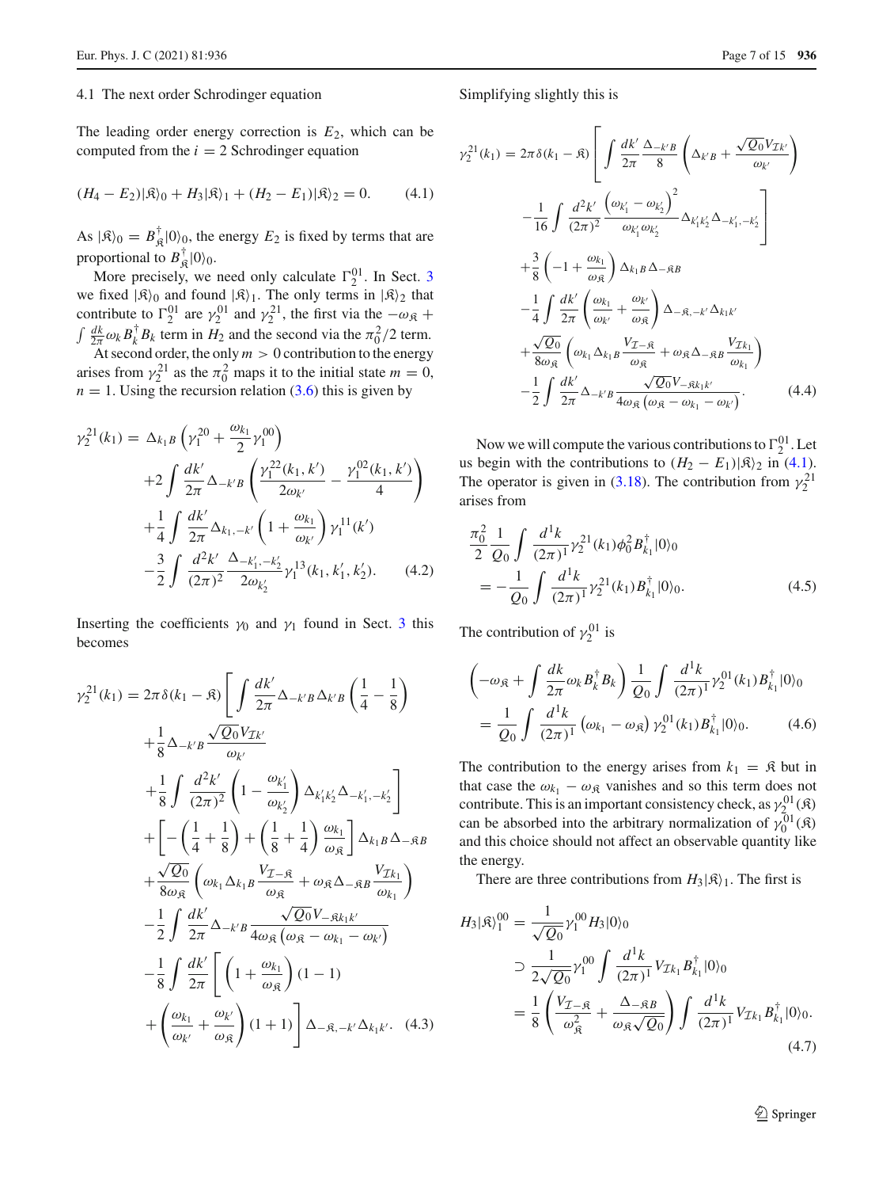### 4.1 The next order Schrodinger equation

The leading order energy correction is $E_2$, which can be computed from the $i=2$ Schrodinger equation

$$(H_4 - E_2)|\mathfrak{K}\rangle_0 + H_3|\mathfrak{K}\rangle_1 + (H_2 - E_1)|\mathfrak{K}\rangle_2 = 0. \tag{4.1}$$

As $|\mathfrak{K}\rangle_0 = B^\dagger_{\mathfrak{K}}|0\rangle_0$, the energy $E_2$ is fixed by terms that are proportional to $B^\dagger_{\mathfrak{K}}|0\rangle_0$.

More precisely, we need only calculate $\Gamma_2^{01}$. In Sect. 3 we fixed $|\mathfrak{K}\rangle_0$ and found $|\mathfrak{K}\rangle_1$ that contribute to $\Gamma_2^{01}$. The only terms in $|\mathfrak{K}\rangle_2$ that contribute to $\Gamma_2^{01}$ are $\gamma_2^{01}$ and $\gamma_2^{21}$, the first via the $-\omega_{\mathfrak{K}} + \int \frac{dk}{2\pi}\omega_k B^\dagger_k B_k$ term in $H_2$ and the second via the $\pi_0^2/2$ term.

At second order, the only $m>0$ contribution to the energy arises from $\gamma_2^{21}$ as the $\pi_0^2$ maps it to the initial state $m=0$, $n=1$. Using the recursion relation (3.6) this is given by

$$\begin{aligned}
\gamma_2^{21}(k_1) =\ & \Delta_{k_1 B}\left(\gamma_1^{20} + \frac{\omega_{k_1}}{2}\gamma_1^{00}\right)\\
&+2\int\frac{dk'}{2\pi}\Delta_{-k'B}\left(\frac{\gamma_1^{22}(k_1,k')}{2\omega_{k'}} - \frac{\gamma_1^{02}(k_1,k')}{4}\right)\\
&+\frac{1}{4}\int\frac{dk'}{2\pi}\Delta_{k_1,-k'}\left(1+\frac{\omega_{k_1}}{\omega_{k'}}\right)\gamma_1^{11}(k')\\
&-\frac{3}{2}\int\frac{d^2k'}{(2\pi)^2}\frac{\Delta_{-k'_1,-k'_2}}{2\omega_{k'_2}}\gamma_1^{13}(k_1,k'_1,k'_2).
\end{aligned} \tag{4.2}$$

Inserting the coefficients $\gamma_0$ and $\gamma_1$ found in Sect. 3 this becomes

$$\begin{aligned}
\gamma_2^{21}(k_1) =\ & 2\pi\delta(k_1-\mathfrak{K})\Bigg[\int\frac{dk'}{2\pi}\Delta_{-k'B}\Delta_{k'B}\left(\frac{1}{4}-\frac{1}{8}\right)\\
&+\frac{1}{8}\Delta_{-k'B}\frac{\sqrt{Q_0}V_{\mathcal{I}k'}}{\omega_{k'}}\\
&+\frac{1}{8}\int\frac{d^2k'}{(2\pi)^2}\left(1-\frac{\omega_{k'_1}}{\omega_{k'_2}}\right)\Delta_{k'_1k'_2}\Delta_{-k'_1,-k'_2}\Bigg]\\
&+\left[-\left(\frac{1}{4}+\frac{1}{8}\right)+\left(\frac{1}{8}+\frac{1}{4}\right)\frac{\omega_{k_1}}{\omega_{\mathfrak{K}}}\right]\Delta_{k_1B}\Delta_{-\mathfrak{K}B}\\
&+\frac{\sqrt{Q_0}}{8\omega_{\mathfrak{K}}}\left(\omega_{k_1}\Delta_{k_1B}\frac{V_{\mathcal{I}-\mathfrak{K}}}{\omega_{\mathfrak{K}}}+\omega_{\mathfrak{K}}\Delta_{-\mathfrak{K}B}\frac{V_{\mathcal{I}k_1}}{\omega_{k_1}}\right)\\
&-\frac{1}{2}\int\frac{dk'}{2\pi}\Delta_{-k'B}\frac{\sqrt{Q_0}V_{-\mathfrak{K}k_1k'}}{4\omega_{\mathfrak{K}}\left(\omega_{\mathfrak{K}}-\omega_{k_1}-\omega_{k'}\right)}\\
&-\frac{1}{8}\int\frac{dk'}{2\pi}\Bigg[\left(1+\frac{\omega_{k_1}}{\omega_{\mathfrak{K}}}\right)(1-1)\\
&+\left(\frac{\omega_{k_1}}{\omega_{k'}}+\frac{\omega_{k'}}{\omega_{\mathfrak{K}}}\right)(1+1)\Bigg]\Delta_{-\mathfrak{K},-k'}\Delta_{k_1k'}.
\end{aligned} \tag{4.3}$$

Simplifying slightly this is

$$\begin{aligned}
\gamma_2^{21}(k_1) =\ & 2\pi\delta(k_1-\mathfrak{K})\Bigg[\int\frac{dk'}{2\pi}\frac{\Delta_{-k'B}}{8}\left(\Delta_{k'B}+\frac{\sqrt{Q_0}V_{\mathcal{I}k'}}{\omega_{k'}}\right)\\
&-\frac{1}{16}\int\frac{d^2k'}{(2\pi)^2}\frac{\left(\omega_{k'_1}-\omega_{k'_2}\right)^2}{\omega_{k'_1}\omega_{k'_2}}\Delta_{k'_1k'_2}\Delta_{-k'_1,-k'_2}\Bigg]\\
&+\frac{3}{8}\left(-1+\frac{\omega_{k_1}}{\omega_{\mathfrak{K}}}\right)\Delta_{k_1B}\Delta_{-\mathfrak{K}B}\\
&-\frac{1}{4}\int\frac{dk'}{2\pi}\left(\frac{\omega_{k_1}}{\omega_{k'}}+\frac{\omega_{k'}}{\omega_{\mathfrak{K}}}\right)\Delta_{-\mathfrak{K},-k'}\Delta_{k_1k'}\\
&+\frac{\sqrt{Q_0}}{8\omega_{\mathfrak{K}}}\left(\omega_{k_1}\Delta_{k_1B}\frac{V_{\mathcal{I}-\mathfrak{K}}}{\omega_{\mathfrak{K}}}+\omega_{\mathfrak{K}}\Delta_{-\mathfrak{K}B}\frac{V_{\mathcal{I}k_1}}{\omega_{k_1}}\right)\\
&-\frac{1}{2}\int\frac{dk'}{2\pi}\Delta_{-k'B}\frac{\sqrt{Q_0}V_{-\mathfrak{K}k_1k'}}{4\omega_{\mathfrak{K}}\left(\omega_{\mathfrak{K}}-\omega_{k_1}-\omega_{k'}\right)}.
\end{aligned} \tag{4.4}$$

Now we will compute the various contributions to $\Gamma_2^{01}$. Let us begin with the contributions to $(H_2-E_1)|\mathfrak{K}\rangle_2$ in (4.1). The operator is given in (3.18). The contribution from $\gamma_2^{21}$ arises from

$$\begin{aligned}
&\frac{\pi_0^2}{2}\frac{1}{Q_0}\int\frac{d^1k}{(2\pi)^1}\gamma_2^{21}(k_1)\phi_0^2B^\dagger_{k_1}|0\rangle_0\\
&= -\frac{1}{Q_0}\int\frac{d^1k}{(2\pi)^1}\gamma_2^{21}(k_1)B^\dagger_{k_1}|0\rangle_0.
\end{aligned} \tag{4.5}$$

The contribution of $\gamma_2^{01}$ is

$$\begin{aligned}
&\left(-\omega_{\mathfrak{K}}+\int\frac{dk}{2\pi}\omega_kB^\dagger_kB_k\right)\frac{1}{Q_0}\int\frac{d^1k}{(2\pi)^1}\gamma_2^{01}(k_1)B^\dagger_{k_1}|0\rangle_0\\
&= \frac{1}{Q_0}\int\frac{d^1k}{(2\pi)^1}\left(\omega_{k_1}-\omega_{\mathfrak{K}}\right)\gamma_2^{01}(k_1)B^\dagger_{k_1}|0\rangle_0.
\end{aligned} \tag{4.6}$$

The contribution to the energy arises from $k_1=\mathfrak{K}$ but in that case the $\omega_{k_1}-\omega_{\mathfrak{K}}$ vanishes and so this term does not contribute. This is an important consistency check, as $\gamma_2^{01}(\mathfrak{K})$ can be absorbed into the arbitrary normalization of $\gamma_0^{01}(\mathfrak{K})$ and this choice should not affect an observable quantity like the energy.

There are three contributions from $H_3|\mathfrak{K}\rangle_1$. The first is

$$\begin{aligned}
H_3|\mathfrak{K}\rangle_1^{00} &= \frac{1}{\sqrt{Q_0}}\gamma_1^{00}H_3|0\rangle_0\\
&\supset \frac{1}{2\sqrt{Q_0}}\gamma_1^{00}\int\frac{d^1k}{(2\pi)^1}V_{\mathcal{I}k_1}B^\dagger_{k_1}|0\rangle_0\\
&= \frac{1}{8}\left(\frac{V_{\mathcal{I}-\mathfrak{K}}}{\omega_{\mathfrak{K}}^2}+\frac{\Delta_{-\mathfrak{K}B}}{\omega_{\mathfrak{K}}\sqrt{Q_0}}\right)\int\frac{d^1k}{(2\pi)^1}V_{\mathcal{I}k_1}B^\dagger_{k_1}|0\rangle_0.
\end{aligned} \tag{4.7}$$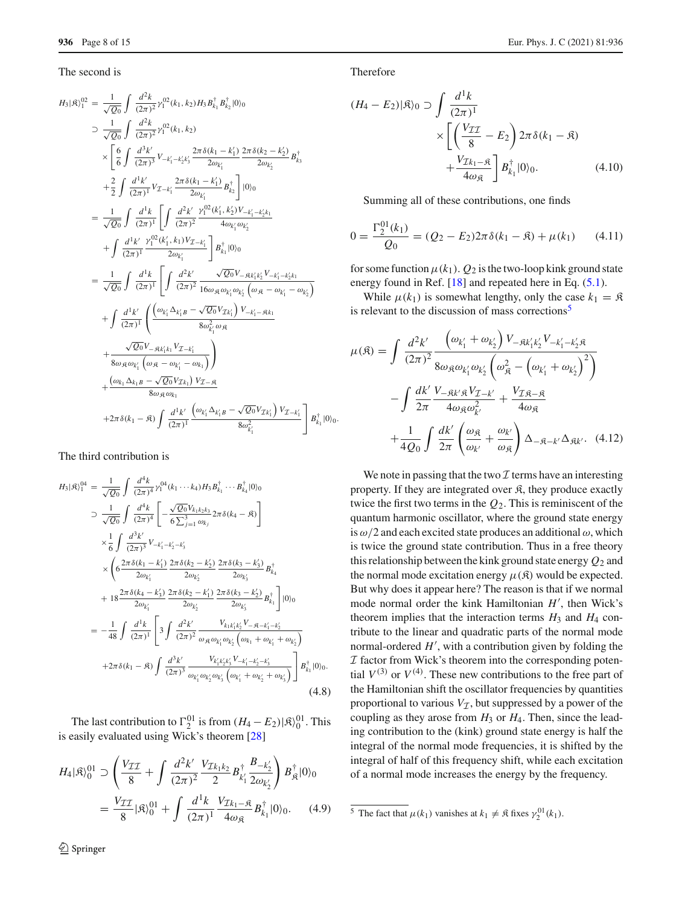The second is

$$
\begin{aligned}
H_3|\mathfrak{K}\rangle_1^{02} &= \frac{1}{\sqrt{Q_0}}\int\frac{d^2k}{(2\pi)^2}\gamma_1^{02}(k_1,k_2)H_3B_{k_1}^\dagger B_{k_2}^\dagger|0\rangle_0\\
&\supset \frac{1}{\sqrt{Q_0}}\int\frac{d^2k}{(2\pi)^2}\gamma_1^{02}(k_1,k_2)\\
&\quad\times\left[\frac{6}{6}\int\frac{d^3k'}{(2\pi)^3}V_{-k_1'-k_2'k_3'}\frac{2\pi\delta(k_1-k_1')}{2\omega_{k_1'}}\frac{2\pi\delta(k_2-k_2')}{2\omega_{k_2'}}B_{k_3}^\dagger\right.\\
&\quad\left.+\frac{2}{2}\int\frac{d^1k'}{(2\pi)^1}V_{\mathcal{I}-k_1'}\frac{2\pi\delta(k_1-k_1')}{2\omega_{k_1'}}B_{k_2}^\dagger\right]|0\rangle_0\\
&= \frac{1}{\sqrt{Q_0}}\int\frac{d^1k}{(2\pi)^1}\left[\int\frac{d^2k'}{(2\pi)^2}\frac{\gamma_1^{02}(k_1',k_2')V_{-k_1'-k_2'k_1}}{4\omega_{k_1'}\omega_{k_2'}}\right.\\
&\quad\left.+\int\frac{d^1k'}{(2\pi)^1}\frac{\gamma_1^{02}(k_1',k_1)V_{\mathcal{I}-k_1'}}{2\omega_{k_1'}}\right]B_{k_1}^\dagger|0\rangle_0\\
&= \frac{1}{\sqrt{Q_0}}\int\frac{d^1k}{(2\pi)^1}\left[\int\frac{d^2k'}{(2\pi)^2}\frac{\sqrt{Q_0}V_{-\mathfrak{K}k_1'k_2'}V_{-k_1'-k_2'k_1}}{16\omega_{\mathfrak{K}}\omega_{k_1'}\omega_{k_2'}\left(\omega_{\mathfrak{K}}-\omega_{k_1'}-\omega_{k_2'}\right)}\right.\\
&\quad+\int\frac{d^1k'}{(2\pi)^1}\left(\frac{\left(\omega_{k_1'}\Delta_{k_1'B}-\sqrt{Q_0}V_{\mathcal{I}k_1'}\right)V_{-k_1'-\mathfrak{K}k_1}}{8\omega_{k_1'}^2\omega_{\mathfrak{K}}}\right.\\
&\quad\left.+\frac{\sqrt{Q_0}V_{-\mathfrak{K}k_1'k_1}V_{\mathcal{I}-k_1'}}{8\omega_{\mathfrak{K}}\omega_{k_1'}\left(\omega_{\mathfrak{K}}-\omega_{k_1'}-\omega_{k_1}\right)}\right)\\
&\quad+\frac{\left(\omega_{k_1}\Delta_{k_1B}-\sqrt{Q_0}V_{\mathcal{I}k_1}\right)V_{\mathcal{I}-\mathfrak{K}}}{8\omega_{\mathfrak{K}}\omega_{k_1}}\\
&\quad\left.+2\pi\delta(k_1-\mathfrak{K})\int\frac{d^1k'}{(2\pi)^1}\frac{\left(\omega_{k_1'}\Delta_{k_1'B}-\sqrt{Q_0}V_{\mathcal{I}k_1'}\right)V_{\mathcal{I}-k_1'}}{8\omega_{k_1'}^2}\right]B_{k_1}^\dagger|0\rangle_0.
\end{aligned}
$$

The third contribution is

$$
\begin{aligned}
H_3|\mathfrak{K}\rangle_1^{04} &= \frac{1}{\sqrt{Q_0}}\int\frac{d^4k}{(2\pi)^4}\gamma_1^{04}(k_1\cdots k_4)H_3B_{k_1}^\dagger\cdots B_{k_4}^\dagger|0\rangle_0\\
&\supset \frac{1}{\sqrt{Q_0}}\int\frac{d^4k}{(2\pi)^4}\left[-\frac{\sqrt{Q_0}V_{k_1k_2k_3}}{6\sum_{j=1}^3\omega_{k_j}}2\pi\delta(k_4-\mathfrak{K})\right]\\
&\quad\times\frac{1}{6}\int\frac{d^3k'}{(2\pi)^3}V_{-k_1'-k_2'-k_3'}\\
&\quad\times\left(6\frac{2\pi\delta(k_1-k_1')}{2\omega_{k_1'}}\frac{2\pi\delta(k_2-k_2')}{2\omega_{k_2'}}\frac{2\pi\delta(k_3-k_3')}{2\omega_{k_3'}}B_{k_4}^\dagger\right.\\
&\quad\left.+18\frac{2\pi\delta(k_4-k_3')}{2\omega_{k_1'}}\frac{2\pi\delta(k_2-k_1')}{2\omega_{k_2'}}\frac{2\pi\delta(k_3-k_2')}{2\omega_{k_3'}}B_{k_1}^\dagger\right]|0\rangle_0\\
&= -\frac{1}{48}\int\frac{d^1k}{(2\pi)^1}\left[3\int\frac{d^2k'}{(2\pi)^2}\frac{V_{k_1k_1'k_2'}V_{-\mathfrak{K}-k_1'-k_2'}}{\omega_{\mathfrak{K}}\omega_{k_1'}\omega_{k_2'}\left(\omega_{k_1}+\omega_{k_1'}+\omega_{k_2'}\right)}\right.\\
&\quad\left.+2\pi\delta(k_1-\mathfrak{K})\int\frac{d^3k'}{(2\pi)^3}\frac{V_{k_1'k_2'k_3'}V_{-k_1'-k_2'-k_3'}}{\omega_{k_1'}\omega_{k_2'}\omega_{k_3'}\left(\omega_{k_1'}+\omega_{k_2'}+\omega_{k_3'}\right)}\right]B_{k_1}^\dagger|0\rangle_0.
\end{aligned}
\tag{4.8}
$$

The last contribution to $\Gamma_2^{01}$ is from $(H_4-E_2)|\mathfrak{K}\rangle_0^{01}$. This is easily evaluated using Wick's theorem [28]

$$
\begin{aligned}
H_4|\mathfrak{K}\rangle_0^{01} &\supset \left(\frac{V_{\mathcal{I}\mathcal{I}}}{8}+\int\frac{d^2k'}{(2\pi)^2}\frac{V_{\mathcal{I}k_1k_2}}{2}B_{k_1'}^\dagger\frac{B_{-k_2'}}{2\omega_{k_2'}}\right)B_{\mathfrak{K}}^\dagger|0\rangle_0\\
&= \frac{V_{\mathcal{I}\mathcal{I}}}{8}|\mathfrak{K}\rangle_0^{01}+\int\frac{d^1k}{(2\pi)^1}\frac{V_{\mathcal{I}k_1-\mathfrak{K}}}{4\omega_{\mathfrak{K}}}B_{k_1}^\dagger|0\rangle_0.
\end{aligned}
\tag{4.9}
$$

Therefore

$$
\begin{aligned}
(H_4-E_2)|\mathfrak{K}\rangle_0 \supset \int\frac{d^1k}{(2\pi)^1}&\times\left[\left(\frac{V_{\mathcal{I}\mathcal{I}}}{8}-E_2\right)2\pi\delta(k_1-\mathfrak{K})\right.\\
&\left.+\frac{V_{\mathcal{I}k_1-\mathfrak{K}}}{4\omega_{\mathfrak{K}}}\right]B_{k_1}^\dagger|0\rangle_0.
\end{aligned}
\tag{4.10}
$$

Summing all of these contributions, one finds

$$
0=\frac{\Gamma_2^{01}(k_1)}{Q_0}=(Q_2-E_2)2\pi\delta(k_1-\mathfrak{K})+\mu(k_1)
\tag{4.11}
$$

for some function $\mu(k_1)$. $Q_2$ is the two-loop kink ground state energy found in Ref. [18] and repeated here in Eq. (5.1).

While $\mu(k_1)$ is somewhat lengthy, only the case $k_1=\mathfrak{K}$ is relevant to the discussion of mass corrections[5]

$$
\begin{aligned}
\mu(\mathfrak{K}) &= \int\frac{d^2k'}{(2\pi)^2}\frac{\left(\omega_{k_1'}+\omega_{k_2'}\right)V_{-\mathfrak{K}k_1'k_2'}V_{-k_1'-k_2'\mathfrak{K}}}{8\omega_{\mathfrak{K}}\omega_{k_1'}\omega_{k_2'}\left(\omega_{\mathfrak{K}}^2-\left(\omega_{k_1'}+\omega_{k_2'}\right)^2\right)}\\
&\quad-\int\frac{dk'}{2\pi}\frac{V_{-\mathfrak{K}k'\mathfrak{K}}V_{\mathcal{I}-k'}}{4\omega_{\mathfrak{K}}\omega_{k'}^2}+\frac{V_{\mathcal{I}\mathfrak{K}-\mathfrak{K}}}{4\omega_{\mathfrak{K}}}\\
&\quad+\frac{1}{4Q_0}\int\frac{dk'}{2\pi}\left(\frac{\omega_{\mathfrak{K}}}{\omega_{k'}}+\frac{\omega_{k'}}{\omega_{\mathfrak{K}}}\right)\Delta_{-\mathfrak{K}-k'}\Delta_{\mathfrak{K}k'}.
\end{aligned}
\tag{4.12}
$$

We note in passing that the two $\mathcal{I}$ terms have an interesting property. If they are integrated over $\mathfrak{K}$, they produce exactly twice the first two terms in the $Q_2$. This is reminiscent of the quantum harmonic oscillator, where the ground state energy is $\omega/2$ and each excited state produces an additional $\omega$, which is twice the ground state contribution. Thus in a free theory this relationship between the kink ground state energy $Q_2$ and the normal mode excitation energy $\mu(\mathfrak{K})$ would be expected. But why does it appear here? The reason is that if we normal mode normal order the kink Hamiltonian $H'$, then Wick's theorem implies that the interaction terms $H_3$ and $H_4$ contribute to the linear and quadratic parts of the normal mode normal-ordered $H'$, with a contribution given by folding the $\mathcal{I}$ factor from Wick's theorem into the corresponding potential $V^{(3)}$ or $V^{(4)}$. These new contributions to the free part of the Hamiltonian shift the oscillator frequencies by quantities proportional to various $V_{\mathcal{I}}$, but suppressed by a power of the coupling as they arose from $H_3$ or $H_4$. Then, since the leading contribution to the (kink) ground state energy is half the integral of the normal mode frequencies, it is shifted by the integral of half of this frequency shift, while each excitation of a normal mode increases the energy by the frequency.

[5] The fact that $\mu(k_1)$ vanishes at $k_1\neq\mathfrak{K}$ fixes $\gamma_2^{01}(k_1)$.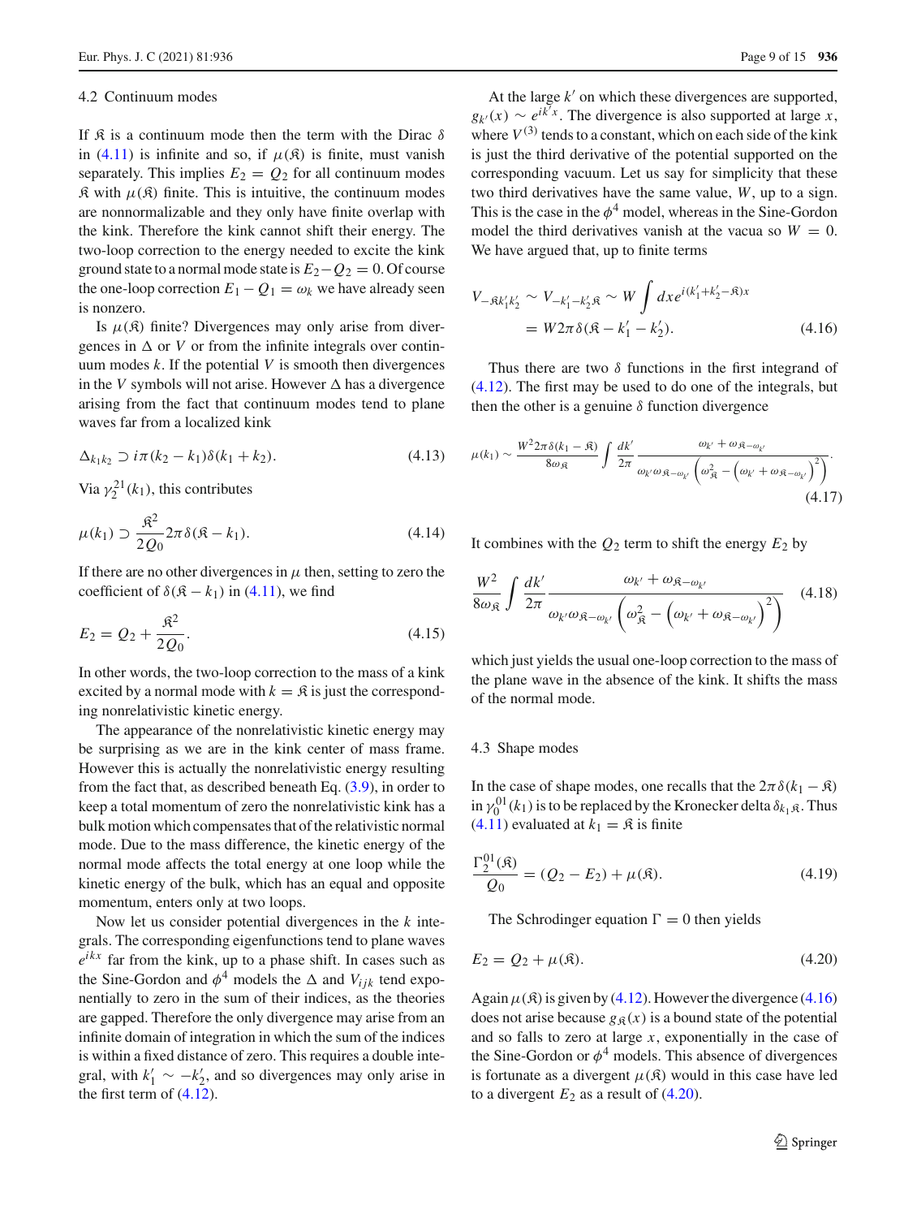### 4.2 Continuum modes

If $\mathfrak{K}$ is a continuum mode then the term with the Dirac $\delta$ in (4.11) is infinite and so, if $\mu(\mathfrak{K})$ is finite, must vanish separately. This implies $E_2 = Q_2$ for all continuum modes $\mathfrak{K}$ with $\mu(\mathfrak{K})$ finite. This is intuitive, the continuum modes are nonnormalizable and they only have finite overlap with the kink. Therefore the kink cannot shift their energy. The two-loop correction to the energy needed to excite the kink ground state to a normal mode state is $E_2 - Q_2 = 0$. Of course the one-loop correction $E_1 - Q_1 = \omega_k$ we have already seen is nonzero.

Is $\mu(\mathfrak{K})$ finite? Divergences may only arise from divergences in $\Delta$ or $V$ or from the infinite integrals over continuum modes $k$. If the potential $V$ is smooth then divergences in the $V$ symbols will not arise. However $\Delta$ has a divergence arising from the fact that continuum modes tend to plane waves far from a localized kink

$$\Delta_{k_1 k_2} \supset i\pi(k_2 - k_1)\delta(k_1 + k_2). \tag{4.13}$$

Via $\gamma_2^{21}(k_1)$, this contributes

$$\mu(k_1) \supset \frac{\mathfrak{K}^2}{2Q_0} 2\pi\delta(\mathfrak{K} - k_1). \tag{4.14}$$

If there are no other divergences in $\mu$ then, setting to zero the coefficient of $\delta(\mathfrak{K} - k_1)$ in (4.11), we find

$$E_2 = Q_2 + \frac{\mathfrak{K}^2}{2Q_0}. \tag{4.15}$$

In other words, the two-loop correction to the mass of a kink excited by a normal mode with $k = \mathfrak{K}$ is just the corresponding nonrelativistic kinetic energy.

The appearance of the nonrelativistic kinetic energy may be surprising as we are in the kink center of mass frame. However this is actually the nonrelativistic energy resulting from the fact that, as described beneath Eq. (3.9), in order to keep a total momentum of zero the nonrelativistic kink has a bulk motion which compensates that of the relativistic normal mode. Due to the mass difference, the kinetic energy of the normal mode affects the total energy at one loop while the kinetic energy of the bulk, which has an equal and opposite momentum, enters only at two loops.

Now let us consider potential divergences in the $k$ integrals. The corresponding eigenfunctions tend to plane waves $e^{ikx}$ far from the kink, up to a phase shift. In cases such as the Sine-Gordon and $\phi^4$ models the $\Delta$ and $V_{ijk}$ tend exponentially to zero in the sum of their indices, as the theories are gapped. Therefore the only divergence may arise from an infinite domain of integration in which the sum of the indices is within a fixed distance of zero. This requires a double integral, with $k_1' \sim -k_2'$, and so divergences may only arise in the first term of (4.12).

At the large $k'$ on which these divergences are supported, $g_{k'}(x) \sim e^{ik'x}$. The divergence is also supported at large $x$, where $V^{(3)}$ tends to a constant, which on each side of the kink is just the third derivative of the potential supported on the corresponding vacuum. Let us say for simplicity that these two third derivatives have the same value, $W$, up to a sign. This is the case in the $\phi^4$ model, whereas in the Sine-Gordon model the third derivatives vanish at the vacua so $W = 0$. We have argued that, up to finite terms

$$\begin{aligned} V_{-\mathfrak{K}k_1'k_2'} \sim V_{-k_1'-k_2'\mathfrak{K}} &\sim W \int dx e^{i(k_1'+k_2'-\mathfrak{K})x} \\ &= W2\pi\delta(\mathfrak{K} - k_1' - k_2'). \end{aligned} \tag{4.16}$$

Thus there are two $\delta$ functions in the first integrand of (4.12). The first may be used to do one of the integrals, but then the other is a genuine $\delta$ function divergence

$$\mu(k_1) \sim \frac{W^2 2\pi\delta(k_1 - \mathfrak{K})}{8\omega_{\mathfrak{K}}} \int \frac{dk'}{2\pi} \frac{\omega_{k'} + \omega_{\mathfrak{K}-\omega_{k'}}}{\omega_{k'}\omega_{\mathfrak{K}-\omega_{k'}}\left(\omega_{\mathfrak{K}}^2 - \left(\omega_{k'} + \omega_{\mathfrak{K}-\omega_{k'}}\right)^2\right)}. \tag{4.17}$$

It combines with the $Q_2$ term to shift the energy $E_2$ by

$$\frac{W^2}{8\omega_{\mathfrak{K}}} \int \frac{dk'}{2\pi} \frac{\omega_{k'} + \omega_{\mathfrak{K}-\omega_{k'}}}{\omega_{k'}\omega_{\mathfrak{K}-\omega_{k'}}\left(\omega_{\mathfrak{K}}^2 - \left(\omega_{k'} + \omega_{\mathfrak{K}-\omega_{k'}}\right)^2\right)} \tag{4.18}$$

which just yields the usual one-loop correction to the mass of the plane wave in the absence of the kink. It shifts the mass of the normal mode.

### 4.3 Shape modes

In the case of shape modes, one recalls that the $2\pi\delta(k_1 - \mathfrak{K})$ in $\gamma_0^{01}(k_1)$ is to be replaced by the Kronecker delta $\delta_{k_1\mathfrak{K}}$. Thus (4.11) evaluated at $k_1 = \mathfrak{K}$ is finite

$$\frac{\Gamma_2^{01}(\mathfrak{K})}{Q_0} = (Q_2 - E_2) + \mu(\mathfrak{K}). \tag{4.19}$$

The Schrodinger equation $\Gamma = 0$ then yields

$$E_2 = Q_2 + \mu(\mathfrak{K}). \tag{4.20}$$

Again $\mu(\mathfrak{K})$ is given by (4.12). However the divergence (4.16) does not arise because $g_{\mathfrak{K}}(x)$ is a bound state of the potential and so falls to zero at large $x$, exponentially in the case of the Sine-Gordon or $\phi^4$ models. This absence of divergences is fortunate as a divergent $\mu(\mathfrak{K})$ would in this case have led to a divergent $E_2$ as a result of (4.20).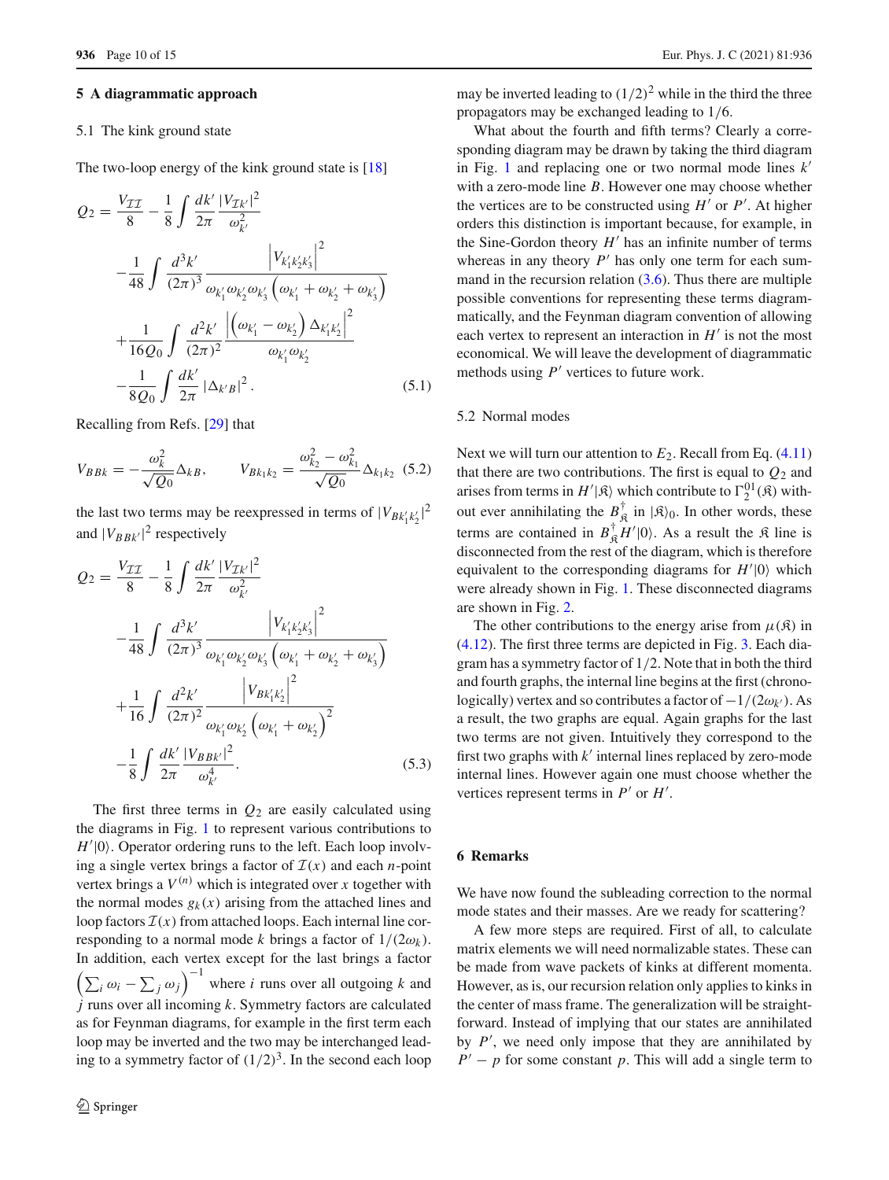## 5 A diagrammatic approach

### 5.1 The kink ground state

The two-loop energy of the kink ground state is [18]

$$
\begin{aligned}
Q_2 = &\frac{V_{\mathcal{I}\mathcal{I}}}{8} - \frac{1}{8}\int \frac{dk'}{2\pi}\frac{|V_{\mathcal{I}k'}|^2}{\omega_{k'}^2} \\
&-\frac{1}{48}\int \frac{d^3k'}{(2\pi)^3}\frac{\left|V_{k_1'k_2'k_3'}\right|^2}{\omega_{k_1'}\omega_{k_2'}\omega_{k_3'}\left(\omega_{k_1'}+\omega_{k_2'}+\omega_{k_3'}\right)} \\
&+\frac{1}{16Q_0}\int \frac{d^2k'}{(2\pi)^2}\frac{\left|\left(\omega_{k_1'}-\omega_{k_2'}\right)\Delta_{k_1'k_2'}\right|^2}{\omega_{k_1'}\omega_{k_2'}} \\
&-\frac{1}{8Q_0}\int \frac{dk'}{2\pi}\left|\Delta_{k'B}\right|^2.
\end{aligned}
\tag{5.1}
$$

Recalling from Refs. [29] that

$$
V_{BBk} = -\frac{\omega_k^2}{\sqrt{Q_0}}\Delta_{kB}, \qquad V_{Bk_1k_2} = \frac{\omega_{k_2}^2-\omega_{k_1}^2}{\sqrt{Q_0}}\Delta_{k_1k_2} \tag{5.2}
$$

the last two terms may be reexpressed in terms of $|V_{Bk_1'k_2'}|^2$ and $|V_{BBk'}|^2$ respectively

$$
\begin{aligned}
Q_2 = &\frac{V_{\mathcal{I}\mathcal{I}}}{8} - \frac{1}{8}\int \frac{dk'}{2\pi}\frac{|V_{\mathcal{I}k'}|^2}{\omega_{k'}^2} \\
&-\frac{1}{48}\int \frac{d^3k'}{(2\pi)^3}\frac{\left|V_{k_1'k_2'k_3'}\right|^2}{\omega_{k_1'}\omega_{k_2'}\omega_{k_3'}\left(\omega_{k_1'}+\omega_{k_2'}+\omega_{k_3'}\right)} \\
&+\frac{1}{16}\int \frac{d^2k'}{(2\pi)^2}\frac{\left|V_{Bk_1'k_2'}\right|^2}{\omega_{k_1'}\omega_{k_2'}\left(\omega_{k_1'}+\omega_{k_2'}\right)^2} \\
&-\frac{1}{8}\int \frac{dk'}{2\pi}\frac{|V_{BBk'}|^2}{\omega_{k'}^4}.
\end{aligned}
\tag{5.3}
$$

The first three terms in $Q_2$ are easily calculated using the diagrams in Fig. 1 to represent various contributions to $H'|0\rangle$. Operator ordering runs to the left. Each loop involving a single vertex brings a factor of $\mathcal{I}(x)$ and each $n$-point vertex brings a $V^{(n)}$ which is integrated over $x$ together with the normal modes $g_k(x)$ arising from the attached lines and loop factors $\mathcal{I}(x)$ from attached loops. Each internal line corresponding to a normal mode $k$ brings a factor of $1/(2\omega_k)$. In addition, each vertex except for the last brings a factor $\left(\sum_i \omega_i - \sum_j \omega_j\right)^{-1}$ where $i$ runs over all outgoing $k$ and $j$ runs over all incoming $k$. Symmetry factors are calculated as for Feynman diagrams, for example in the first term each loop may be inverted and the two may be interchanged leading to a symmetry factor of $(1/2)^3$. In the second each loop may be inverted leading to $(1/2)^2$ while in the third the three propagators may be exchanged leading to $1/6$.

What about the fourth and fifth terms? Clearly a corresponding diagram may be drawn by taking the third diagram in Fig. 1 and replacing one or two normal mode lines $k'$ with a zero-mode line $B$. However one may choose whether the vertices are to be constructed using $H'$ or $P'$. At higher orders this distinction is important because, for example, in the Sine-Gordon theory $H'$ has an infinite number of terms whereas in any theory $P'$ has only one term for each summand in the recursion relation (3.6). Thus there are multiple possible conventions for representing these terms diagrammatically, and the Feynman diagram convention of allowing each vertex to represent an interaction in $H'$ is not the most economical. We will leave the development of diagrammatic methods using $P'$ vertices to future work.

### 5.2 Normal modes

Next we will turn our attention to $E_2$. Recall from Eq. (4.11) that there are two contributions. The first is equal to $Q_2$ and arises from terms in $H'|\mathfrak{K}\rangle$ which contribute to $\Gamma_2^{01}(\mathfrak{K})$ without ever annihilating the $B_{\mathfrak{K}}^\dagger$ in $|\mathfrak{K}\rangle_0$. In other words, these terms are contained in $B_{\mathfrak{K}}^\dagger H'|0\rangle$. As a result the $\mathfrak{K}$ line is disconnected from the rest of the diagram, which is therefore equivalent to the corresponding diagrams for $H'|0\rangle$ which were already shown in Fig. 1. These disconnected diagrams are shown in Fig. 2.

The other contributions to the energy arise from $\mu(\mathfrak{K})$ in (4.12). The first three terms are depicted in Fig. 3. Each diagram has a symmetry factor of 1/2. Note that in both the third and fourth graphs, the internal line begins at the first (chronologically) vertex and so contributes a factor of $-1/(2\omega_{k'})$. As a result, the two graphs are equal. Again graphs for the last two terms are not given. Intuitively they correspond to the first two graphs with $k'$ internal lines replaced by zero-mode internal lines. However again one must choose whether the vertices represent terms in $P'$ or $H'$.

## 6 Remarks

We have now found the subleading correction to the normal mode states and their masses. Are we ready for scattering?

A few more steps are required. First of all, to calculate matrix elements we will need normalizable states. These can be made from wave packets of kinks at different momenta. However, as is, our recursion relation only applies to kinks in the center of mass frame. The generalization will be straightforward. Instead of implying that our states are annihilated by $P'$, we need only impose that they are annihilated by $P' - p$ for some constant $p$. This will add a single term to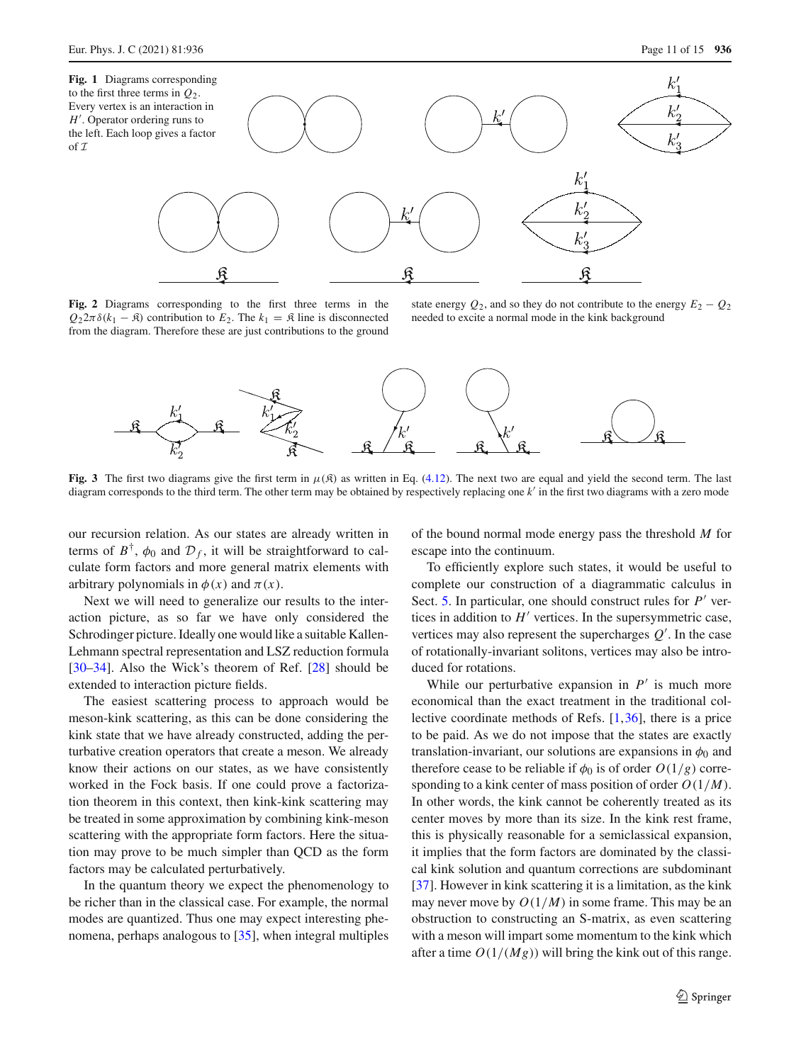**Fig. 1** Diagrams corresponding to the first three terms in $Q_2$. Every vertex is an interaction in $H'$. Operator ordering runs to the left. Each loop gives a factor of $\mathcal{I}$

**Fig. 2** Diagrams corresponding to the first three terms in the $Q_2 2\pi\delta(k_1 - \mathfrak{K})$ contribution to $E_2$. The $k_1 = \mathfrak{K}$ line is disconnected from the diagram. Therefore these are just contributions to the ground state energy $Q_2$, and so they do not contribute to the energy $E_2 - Q_2$ needed to excite a normal mode in the kink background

**Fig. 3** The first two diagrams give the first term in $\mu(\mathfrak{K})$ as written in Eq. (4.12). The next two are equal and yield the second term. The last diagram corresponds to the third term. The other term may be obtained by respectively replacing one $k'$ in the first two diagrams with a zero mode

our recursion relation. As our states are already written in terms of $B^\dagger$, $\phi_0$ and $\mathcal{D}_f$, it will be straightforward to calculate form factors and more general matrix elements with arbitrary polynomials in $\phi(x)$ and $\pi(x)$.

Next we will need to generalize our results to the interaction picture, as so far we have only considered the Schrodinger picture. Ideally one would like a suitable Kallen-Lehmann spectral representation and LSZ reduction formula [30–34]. Also the Wick's theorem of Ref. [28] should be extended to interaction picture fields.

The easiest scattering process to approach would be meson-kink scattering, as this can be done considering the kink state that we have already constructed, adding the perturbative creation operators that create a meson. We already know their actions on our states, as we have consistently worked in the Fock basis. If one could prove a factorization theorem in this context, then kink-kink scattering may be treated in some approximation by combining kink-meson scattering with the appropriate form factors. Here the situation may prove to be much simpler than QCD as the form factors may be calculated perturbatively.

In the quantum theory we expect the phenomenology to be richer than in the classical case. For example, the normal modes are quantized. Thus one may expect interesting phenomena, perhaps analogous to [35], when integral multiples of the bound normal mode energy pass the threshold $M$ for escape into the continuum.

To efficiently explore such states, it would be useful to complete our construction of a diagrammatic calculus in Sect. 5. In particular, one should construct rules for $P'$ vertices in addition to $H'$ vertices. In the supersymmetric case, vertices may also represent the supercharges $Q'$. In the case of rotationally-invariant solitons, vertices may also be introduced for rotations.

While our perturbative expansion in $P'$ is much more economical than the exact treatment in the traditional collective coordinate methods of Refs. [1,36], there is a price to be paid. As we do not impose that the states are exactly translation-invariant, our solutions are expansions in $\phi_0$ and therefore cease to be reliable if $\phi_0$ is of order $O(1/g)$ corresponding to a kink center of mass position of order $O(1/M)$. In other words, the kink cannot be coherently treated as its center moves by more than its size. In the kink rest frame, this is physically reasonable for a semiclassical expansion, it implies that the form factors are dominated by the classical kink solution and quantum corrections are subdominant [37]. However in kink scattering it is a limitation, as the kink may never move by $O(1/M)$ in some frame. This may be an obstruction to constructing an S-matrix, as even scattering with a meson will impart some momentum to the kink which after a time $O(1/(Mg))$ will bring the kink out of this range.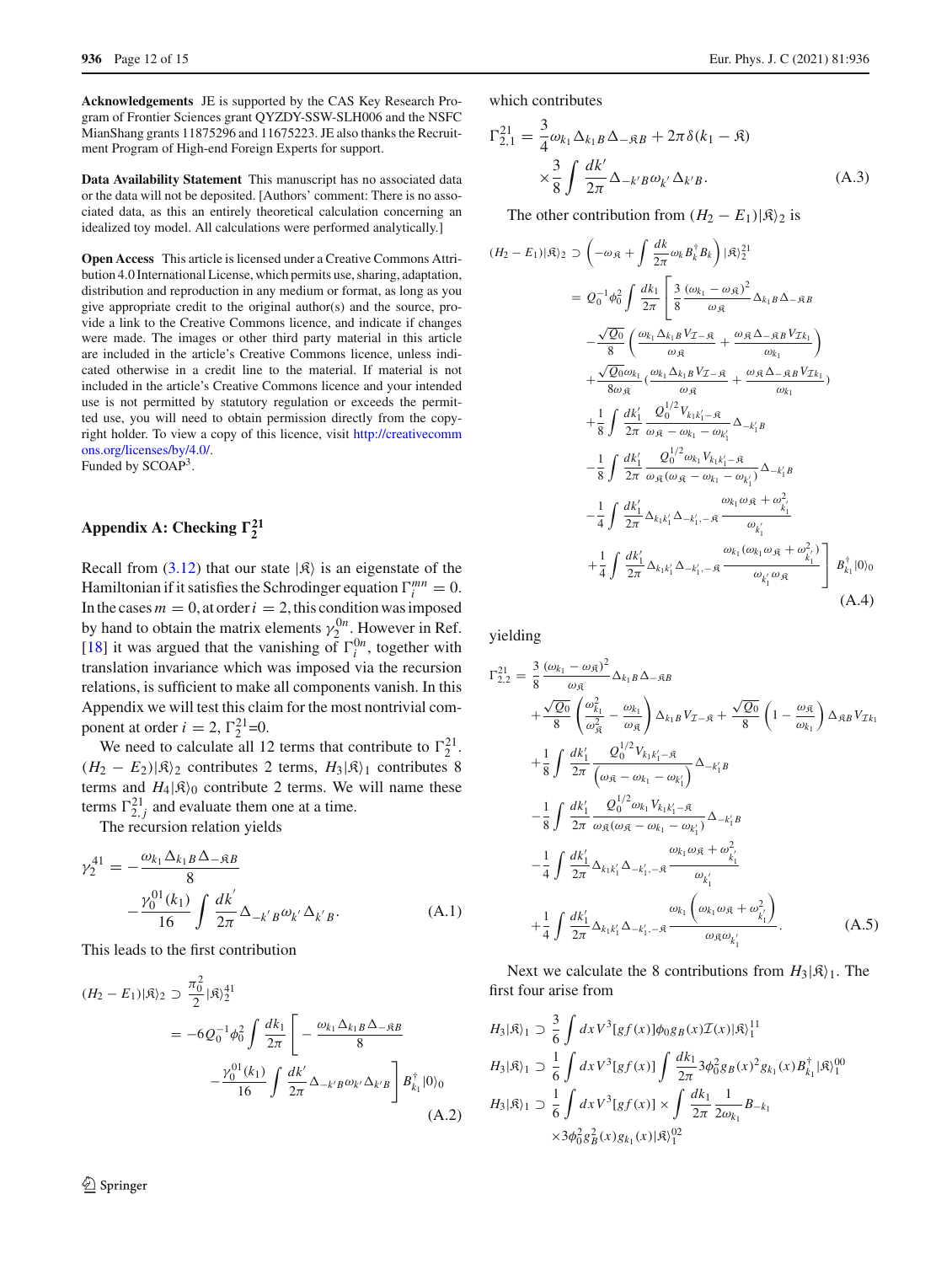**Acknowledgements** JE is supported by the CAS Key Research Program of Frontier Sciences grant QYZDY-SSW-SLH006 and the NSFC MianShang grants 11875296 and 11675223. JE also thanks the Recruitment Program of High-end Foreign Experts for support.

**Data Availability Statement** This manuscript has no associated data or the data will not be deposited. [Authors' comment: There is no associated data, as this an entirely theoretical calculation concerning an idealized toy model. All calculations were performed analytically.]

**Open Access** This article is licensed under a Creative Commons Attribution 4.0 International License, which permits use, sharing, adaptation, distribution and reproduction in any medium or format, as long as you give appropriate credit to the original author(s) and the source, provide a link to the Creative Commons licence, and indicate if changes were made. The images or other third party material in this article are included in the article's Creative Commons licence, unless indicated otherwise in a credit line to the material. If material is not included in the article's Creative Commons licence and your intended use is not permitted by statutory regulation or exceeds the permitted use, you will need to obtain permission directly from the copyright holder. To view a copy of this licence, visit http://creativecommons.org/licenses/by/4.0/.
Funded by SCOAP[3].

## Appendix A: Checking $\Gamma_2^{21}$

Recall from (3.12) that our state $|\mathfrak{K}\rangle$ is an eigenstate of the Hamiltonian if it satisfies the Schrodinger equation $\Gamma_i^{mn}=0$. In the cases $m=0$, at order $i=2$, this condition was imposed by hand to obtain the matrix elements $\gamma_2^{0n}$. However in Ref. [18] it was argued that the vanishing of $\Gamma_i^{0n}$, together with translation invariance which was imposed via the recursion relations, is sufficient to make all components vanish. In this Appendix we will test this claim for the most nontrivial component at order $i=2$, $\Gamma_2^{21}$=0.

We need to calculate all 12 terms that contribute to $\Gamma_2^{21}$. $(H_2-E_2)|\mathfrak{K}\rangle_2$ contributes 2 terms, $H_3|\mathfrak{K}\rangle_1$ contributes 8 terms and $H_4|\mathfrak{K}\rangle_0$ contribute 2 terms. We will name these terms $\Gamma_{2,j}^{21}$ and evaluate them one at a time.

The recursion relation yields

$$\gamma_2^{41}=-\frac{\omega_{k_1}\Delta_{k_1B}\Delta_{-\mathfrak{K}B}}{8}-\frac{\gamma_0^{01}(k_1)}{16}\int\frac{dk'}{2\pi}\Delta_{-k'B}\omega_{k'}\Delta_{k'B}. \tag{A.1}$$

This leads to the first contribution

$$\begin{aligned}(H_2-E_1)|\mathfrak{K}\rangle_2&\supset\frac{\pi_0^2}{2}|\mathfrak{K}\rangle_2^{41}\\&=-6Q_0^{-1}\phi_0^2\int\frac{dk_1}{2\pi}\left[-\frac{\omega_{k_1}\Delta_{k_1B}\Delta_{-\mathfrak{K}B}}{8}\right.\\&\quad\left.-\frac{\gamma_0^{01}(k_1)}{16}\int\frac{dk'}{2\pi}\Delta_{-k'B}\omega_{k'}\Delta_{k'B}\right]B_{k_1}^{\dagger}|0\rangle_0\end{aligned} \tag{A.2}$$

which contributes

$$\Gamma_{2,1}^{21}=\frac{3}{4}\omega_{k_1}\Delta_{k_1B}\Delta_{-\mathfrak{K}B}+2\pi\delta(k_1-\mathfrak{K})\times\frac{3}{8}\int\frac{dk'}{2\pi}\Delta_{-k'B}\omega_{k'}\Delta_{k'B}. \tag{A.3}$$

The other contribution from $(H_2-E_1)|\mathfrak{K}\rangle_2$ is

$$\begin{aligned}(H_2-E_1)|\mathfrak{K}\rangle_2&\supset\left(-\omega_{\mathfrak{K}}+\int\frac{dk}{2\pi}\omega_kB_k^{\dagger}B_k\right)|\mathfrak{K}\rangle_2^{21}\\&=Q_0^{-1}\phi_0^2\int\frac{dk_1}{2\pi}\left[\frac{3}{8}\frac{(\omega_{k_1}-\omega_{\mathfrak{K}})^2}{\omega_{\mathfrak{K}}}\Delta_{k_1B}\Delta_{-\mathfrak{K}B}\right.\\&\quad-\frac{\sqrt{Q_0}}{8}\left(\frac{\omega_{k_1}\Delta_{k_1B}V_{\mathcal{I}-\mathfrak{K}}}{\omega_{\mathfrak{K}}}+\frac{\omega_{\mathfrak{K}}\Delta_{-\mathfrak{K}B}V_{\mathcal{I}k_1}}{\omega_{k_1}}\right)\\&\quad+\frac{\sqrt{Q_0}\omega_{k_1}}{8\omega_{\mathfrak{K}}}\left(\frac{\omega_{k_1}\Delta_{k_1B}V_{\mathcal{I}-\mathfrak{K}}}{\omega_{\mathfrak{K}}}+\frac{\omega_{\mathfrak{K}}\Delta_{-\mathfrak{K}B}V_{\mathcal{I}k_1}}{\omega_{k_1}}\right)\\&\quad+\frac{1}{8}\int\frac{dk_1'}{2\pi}\frac{Q_0^{1/2}V_{k_1k_1'-\mathfrak{K}}}{\omega_{\mathfrak{K}}-\omega_{k_1}-\omega_{k_1'}}\Delta_{-k_1'B}\\&\quad-\frac{1}{8}\int\frac{dk_1'}{2\pi}\frac{Q_0^{1/2}\omega_{k_1}V_{k_1k_1'-\mathfrak{K}}}{\omega_{\mathfrak{K}}(\omega_{\mathfrak{K}}-\omega_{k_1}-\omega_{k_1'})}\Delta_{-k_1'B}\\&\quad-\frac{1}{4}\int\frac{dk_1'}{2\pi}\Delta_{k_1k_1'}\Delta_{-k_1',-\mathfrak{K}}\frac{\omega_{k_1}\omega_{\mathfrak{K}}+\omega_{k_1'}^2}{\omega_{k_1'}}\\&\quad\left.+\frac{1}{4}\int\frac{dk_1'}{2\pi}\Delta_{k_1k_1'}\Delta_{-k_1',-\mathfrak{K}}\frac{\omega_{k_1}(\omega_{k_1}\omega_{\mathfrak{K}}+\omega_{k_1'}^2)}{\omega_{k_1'}\omega_{\mathfrak{K}}}\right]B_{k_1}^{\dagger}|0\rangle_0\end{aligned} \tag{A.4}$$

yielding

$$\begin{aligned}\Gamma_{2,2}^{21}&=\frac{3}{8}\frac{(\omega_{k_1}-\omega_{\mathfrak{K}})^2}{\omega_{\mathfrak{K}}}\Delta_{k_1B}\Delta_{-\mathfrak{K}B}\\&\quad+\frac{\sqrt{Q_0}}{8}\left(\frac{\omega_{k_1}^2}{\omega_{\mathfrak{K}}^2}-\frac{\omega_{k_1}}{\omega_{\mathfrak{K}}}\right)\Delta_{k_1B}V_{\mathcal{I}-\mathfrak{K}}+\frac{\sqrt{Q_0}}{8}\left(1-\frac{\omega_{\mathfrak{K}}}{\omega_{k_1}}\right)\Delta_{\mathfrak{K}B}V_{\mathcal{I}k_1}\\&\quad+\frac{1}{8}\int\frac{dk_1'}{2\pi}\frac{Q_0^{1/2}V_{k_1k_1'-\mathfrak{K}}}{\left(\omega_{\mathfrak{K}}-\omega_{k_1}-\omega_{k_1'}\right)}\Delta_{-k_1'B}\\&\quad-\frac{1}{8}\int\frac{dk_1'}{2\pi}\frac{Q_0^{1/2}\omega_{k_1}V_{k_1k_1'-\mathfrak{K}}}{\omega_{\mathfrak{K}}(\omega_{\mathfrak{K}}-\omega_{k_1}-\omega_{k_1'})}\Delta_{-k_1'B}\\&\quad-\frac{1}{4}\int\frac{dk_1'}{2\pi}\Delta_{k_1k_1'}\Delta_{-k_1',-\mathfrak{K}}\frac{\omega_{k_1}\omega_{\mathfrak{K}}+\omega_{k_1'}^2}{\omega_{k_1'}}\\&\quad+\frac{1}{4}\int\frac{dk_1'}{2\pi}\Delta_{k_1k_1'}\Delta_{-k_1',-\mathfrak{K}}\frac{\omega_{k_1}\left(\omega_{k_1}\omega_{\mathfrak{K}}+\omega_{k_1'}^2\right)}{\omega_{\mathfrak{K}}\omega_{k_1'}}.\end{aligned} \tag{A.5}$$

Next we calculate the 8 contributions from $H_3|\mathfrak{K}\rangle_1$. The first four arise from

$$H_3|\mathfrak{K}\rangle_1\supset\frac{3}{6}\int dxV^3[gf(x)]\phi_0g_B(x)\mathcal{I}(x)|\mathfrak{K}\rangle_1^{11}$$

$$H_3|\mathfrak{K}\rangle_1\supset\frac{1}{6}\int dxV^3[gf(x)]\int\frac{dk_1}{2\pi}3\phi_0^2g_B(x)^2g_{k_1}(x)B_{k_1}^{\dagger}|\mathfrak{K}\rangle_1^{00}$$

$$H_3|\mathfrak{K}\rangle_1\supset\frac{1}{6}\int dxV^3[gf(x)]\times\int\frac{dk_1}{2\pi}\frac{1}{2\omega_{k_1}}B_{-k_1}\times3\phi_0^2g_B^2(x)g_{k_1}(x)|\mathfrak{K}\rangle_1^{02}$$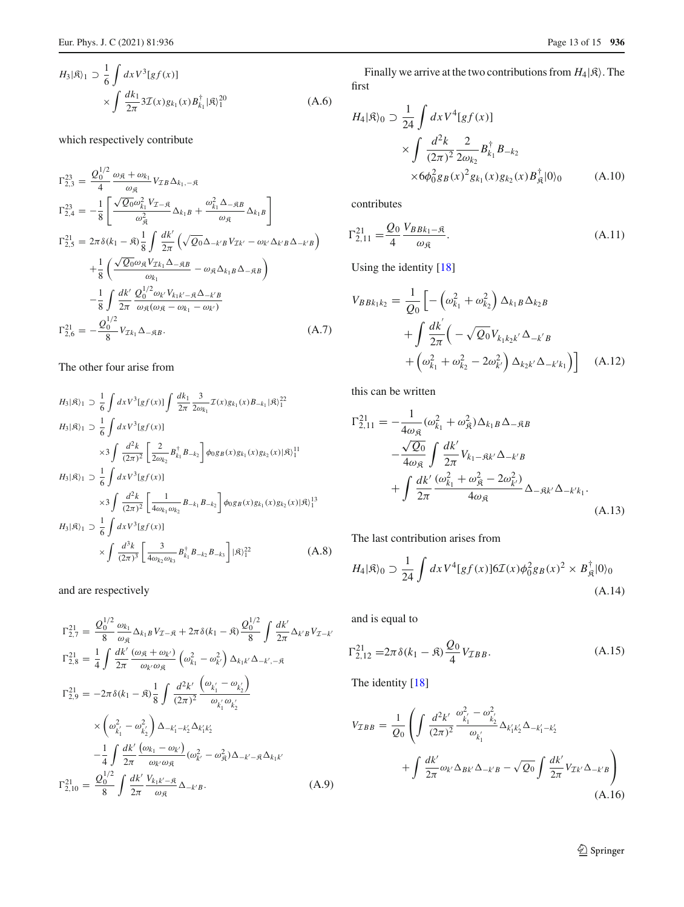$$H_3|\mathfrak{K}\rangle_1 \supset \frac{1}{6}\int dx V^3[gf(x)] \times \int \frac{dk_1}{2\pi} 3\mathcal{I}(x) g_{k_1}(x) B^\dagger_{k_1} |\mathfrak{K}\rangle_1^{20} \tag{A.6}$$

which respectively contribute

$$\begin{aligned}
\Gamma^{23}_{2,3} &= \frac{Q_0^{1/2}}{4}\frac{\omega_{\mathfrak{K}}+\omega_{k_1}}{\omega_{\mathfrak{K}}} V_{\mathcal{I}B}\Delta_{k_1,-\mathfrak{K}} \\
\Gamma^{23}_{2,4} &= -\frac{1}{8}\left[\frac{\sqrt{Q_0}\omega^2_{k_1} V_{\mathcal{I}-\mathfrak{K}}}{\omega^2_{\mathfrak{K}}}\Delta_{k_1 B} + \frac{\omega^2_{k_1}\Delta_{-\mathfrak{K}B}}{\omega_{\mathfrak{K}}}\Delta_{k_1 B}\right] \\
\Gamma^{21}_{2,5} &= 2\pi\delta(k_1-\mathfrak{K})\frac{1}{8}\int\frac{dk'}{2\pi}\left(\sqrt{Q_0}\Delta_{-k'B}V_{\mathcal{I}k'} - \omega_{k'}\Delta_{k'B}\Delta_{-k'B}\right) \\
&\quad +\frac{1}{8}\left(\frac{\sqrt{Q_0}\omega_{\mathfrak{K}} V_{\mathcal{I}k_1}\Delta_{-\mathfrak{K}B}}{\omega_{k_1}} - \omega_{\mathfrak{K}}\Delta_{k_1 B}\Delta_{-\mathfrak{K}B}\right) \\
&\quad -\frac{1}{8}\int\frac{dk'}{2\pi}\frac{Q_0^{1/2}\omega_{k'}V_{k_1 k'-\mathfrak{K}}\Delta_{-k'B}}{\omega_{\mathfrak{K}}(\omega_{\mathfrak{K}}-\omega_{k_1}-\omega_{k'})} \\
\Gamma^{21}_{2,6} &= -\frac{Q_0^{1/2}}{8}V_{\mathcal{I}k_1}\Delta_{-\mathfrak{K}B}.
\end{aligned} \tag{A.7}$$

The other four arise from

$$\begin{aligned}
H_3|\mathfrak{K}\rangle_1 &\supset \frac{1}{6}\int dx V^3[gf(x)]\int\frac{dk_1}{2\pi}\frac{3}{2\omega_{k_1}}\mathcal{I}(x)g_{k_1}(x)B_{-k_1}|\mathfrak{K}\rangle_1^{22} \\
H_3|\mathfrak{K}\rangle_1 &\supset \frac{1}{6}\int dx V^3[gf(x)] \\
&\quad\times 3\int\frac{d^2k}{(2\pi)^2}\left[\frac{2}{2\omega_{k_2}}B^\dagger_{k_1}B_{-k_2}\right]\phi_0 g_B(x)g_{k_1}(x)g_{k_2}(x)|\mathfrak{K}\rangle_1^{11} \\
H_3|\mathfrak{K}\rangle_1 &\supset \frac{1}{6}\int dx V^3[gf(x)] \\
&\quad\times 3\int\frac{d^2k}{(2\pi)^2}\left[\frac{1}{4\omega_{k_1}\omega_{k_2}}B_{-k_1}B_{-k_2}\right]\phi_0 g_B(x)g_{k_1}(x)g_{k_2}(x)|\mathfrak{K}\rangle_1^{13} \\
H_3|\mathfrak{K}\rangle_1 &\supset \frac{1}{6}\int dx V^3[gf(x)] \\
&\quad\times\int\frac{d^3k}{(2\pi)^3}\left[\frac{3}{4\omega_{k_2}\omega_{k_3}}B^\dagger_{k_1}B_{-k_2}B_{-k_3}\right]|\mathfrak{K}\rangle_1^{22}
\end{aligned} \tag{A.8}$$

and are respectively

$$\begin{aligned}
\Gamma^{21}_{2,7} &= \frac{Q_0^{1/2}}{8}\frac{\omega_{k_1}}{\omega_{\mathfrak{K}}}\Delta_{k_1 B}V_{\mathcal{I}-\mathfrak{K}} + 2\pi\delta(k_1-\mathfrak{K})\frac{Q_0^{1/2}}{8}\int\frac{dk'}{2\pi}\Delta_{k'B}V_{\mathcal{I}-k'} \\
\Gamma^{21}_{2,8} &= \frac{1}{4}\int\frac{dk'}{2\pi}\frac{(\omega_{\mathfrak{K}}+\omega_{k'})}{\omega_{k'}\omega_{\mathfrak{K}}}\left(\omega^2_{k_1}-\omega^2_{k'}\right)\Delta_{k_1 k'}\Delta_{-k',-\mathfrak{K}} \\
\Gamma^{21}_{2,9} &= -2\pi\delta(k_1-\mathfrak{K})\frac{1}{8}\int\frac{d^2k'}{(2\pi)^2}\frac{\left(\omega_{k'_1}-\omega_{k'_2}\right)}{\omega_{k'_1}\omega_{k'_2}} \\
&\quad\times\left(\omega^2_{k'_1}-\omega^2_{k'_2}\right)\Delta_{-k'_1-k'_2}\Delta_{k'_1 k'_2} \\
&\quad -\frac{1}{4}\int\frac{dk'}{2\pi}\frac{\left(\omega_{k_1}-\omega_{k'}\right)}{\omega_{k'}\omega_{\mathfrak{K}}}(\omega^2_{k'}-\omega^2_{\mathfrak{K}})\Delta_{-k'-\mathfrak{K}}\Delta_{k_1 k'} \\
\Gamma^{21}_{2,10} &= \frac{Q_0^{1/2}}{8}\int\frac{dk'}{2\pi}\frac{V_{k_1 k'-\mathfrak{K}}}{\omega_{\mathfrak{K}}}\Delta_{-k'B}.
\end{aligned} \tag{A.9}$$

Finally we arrive at the two contributions from $H_4|\mathfrak{K}\rangle$. The first

$$\begin{aligned}
H_4|\mathfrak{K}\rangle_0 &\supset \frac{1}{24}\int dx V^4[gf(x)] \\
&\quad\times\int\frac{d^2k}{(2\pi)^2}\frac{2}{2\omega_{k_2}}B^\dagger_{k_1}B_{-k_2} \\
&\quad\times 6\phi_0^2 g_B(x)^2 g_{k_1}(x)g_{k_2}(x)B^\dagger_{\mathfrak{K}}|0\rangle_0
\end{aligned} \tag{A.10}$$

contributes

$$\Gamma^{21}_{2,11} = \frac{Q_0}{4}\frac{V_{BBk_1-\mathfrak{K}}}{\omega_{\mathfrak{K}}}. \tag{A.11}$$

Using the identity [18]

$$\begin{aligned}
V_{BBk_1k_2} &= \frac{1}{Q_0}\Big[-\left(\omega^2_{k_1}+\omega^2_{k_2}\right)\Delta_{k_1 B}\Delta_{k_2 B} \\
&\quad +\int\frac{dk'}{2\pi}\Big(-\sqrt{Q_0}V_{k_1k_2k'}\Delta_{-k'B} \\
&\quad +\left(\omega^2_{k_1}+\omega^2_{k_2}-2\omega^2_{k'}\right)\Delta_{k_2k'}\Delta_{-k'k_1}\Big)\Big]
\end{aligned} \tag{A.12}$$

this can be written

$$\begin{aligned}
\Gamma^{21}_{2,11} &= -\frac{1}{4\omega_{\mathfrak{K}}}(\omega^2_{k_1}+\omega^2_{\mathfrak{K}})\Delta_{k_1 B}\Delta_{-\mathfrak{K}B} \\
&\quad -\frac{\sqrt{Q_0}}{4\omega_{\mathfrak{K}}}\int\frac{dk'}{2\pi}V_{k_1-\mathfrak{K}k'}\Delta_{-k'B} \\
&\quad +\int\frac{dk'}{2\pi}\frac{(\omega^2_{k_1}+\omega^2_{\mathfrak{K}}-2\omega^2_{k'})}{4\omega_{\mathfrak{K}}}\Delta_{-\mathfrak{K}k'}\Delta_{-k'k_1}.
\end{aligned} \tag{A.13}$$

The last contribution arises from

$$H_4|\mathfrak{K}\rangle_0 \supset \frac{1}{24}\int dx V^4[gf(x)]6\mathcal{I}(x)\phi_0^2 g_B(x)^2 \times B^\dagger_{\mathfrak{K}}|0\rangle_0 \tag{A.14}$$

and is equal to

$$\Gamma^{21}_{2,12} = 2\pi\delta(k_1-\mathfrak{K})\frac{Q_0}{4}V_{\mathcal{I}BB}. \tag{A.15}$$

The identity [18]

$$\begin{aligned}
V_{\mathcal{I}BB} &= \frac{1}{Q_0}\left(\int\frac{d^2k'}{(2\pi)^2}\frac{\omega^2_{k'_1}-\omega^2_{k'_2}}{\omega_{k'_1}}\Delta_{k'_1k'_2}\Delta_{-k'_1-k'_2}\right. \\
&\quad \left.+\int\frac{dk'}{2\pi}\omega_{k'}\Delta_{Bk'}\Delta_{-k'B} - \sqrt{Q_0}\int\frac{dk'}{2\pi}V_{\mathcal{I}k'}\Delta_{-k'B}\right)
\end{aligned} \tag{A.16}$$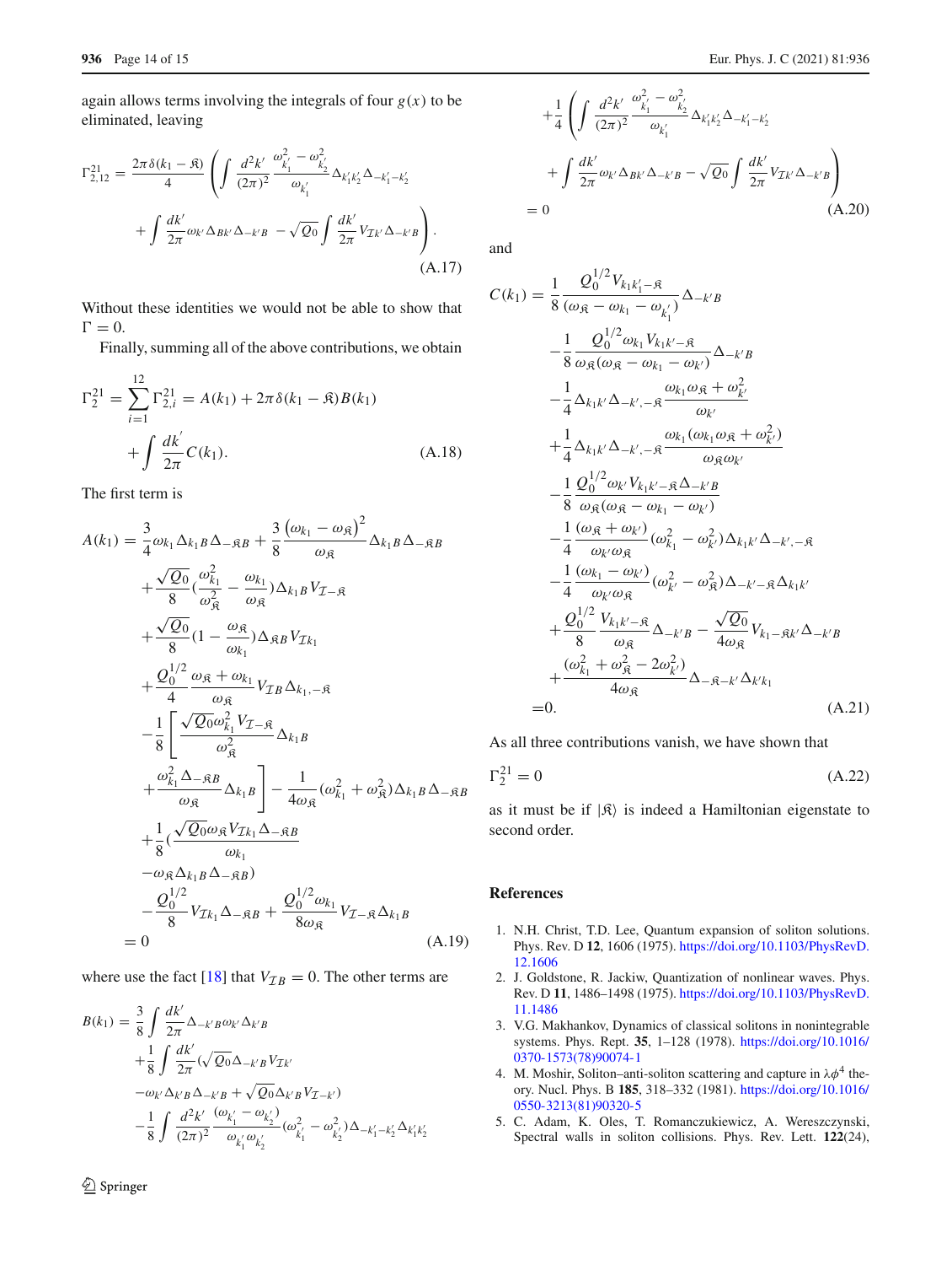again allows terms involving the integrals of four $g(x)$ to be eliminated, leaving

$$\Gamma^{21}_{2,12} = \frac{2\pi\delta(k_1 - \mathfrak{K})}{4}\left(\int \frac{d^2k'}{(2\pi)^2}\frac{\omega^2_{k'_1} - \omega^2_{k'_2}}{\omega_{k'_1}}\Delta_{k'_1k'_2}\Delta_{-k'_1-k'_2} + \int \frac{dk'}{2\pi}\omega_{k'}\Delta_{Bk'}\Delta_{-k'B} - \sqrt{Q_0}\int\frac{dk'}{2\pi}V_{\mathcal{I}k'}\Delta_{-k'B}\right). \tag{A.17}$$

Without these identities we would not be able to show that $\Gamma = 0$.

Finally, summing all of the above contributions, we obtain

$$\Gamma^{21}_{2} = \sum_{i=1}^{12}\Gamma^{21}_{2,i} = A(k_1) + 2\pi\delta(k_1 - \mathfrak{K})B(k_1) + \int\frac{dk'}{2\pi}C(k_1). \tag{A.18}$$

The first term is

$$\begin{aligned}
A(k_1) =\ & \frac{3}{4}\omega_{k_1}\Delta_{k_1B}\Delta_{-\mathfrak{K}B} + \frac{3}{8}\frac{(\omega_{k_1} - \omega_{\mathfrak{K}})^2}{\omega_{\mathfrak{K}}}\Delta_{k_1B}\Delta_{-\mathfrak{K}B} \\
& + \frac{\sqrt{Q_0}}{8}\left(\frac{\omega^2_{k_1}}{\omega^2_{\mathfrak{K}}} - \frac{\omega_{k_1}}{\omega_{\mathfrak{K}}}\right)\Delta_{k_1B}V_{\mathcal{I}-\mathfrak{K}} \\
& + \frac{\sqrt{Q_0}}{8}\left(1 - \frac{\omega_{\mathfrak{K}}}{\omega_{k_1}}\right)\Delta_{\mathfrak{K}B}V_{\mathcal{I}k_1} \\
& + \frac{Q_0^{1/2}}{4}\frac{\omega_{\mathfrak{K}} + \omega_{k_1}}{\omega_{\mathfrak{K}}}V_{\mathcal{I}B}\Delta_{k_1,-\mathfrak{K}} \\
& - \frac{1}{8}\left[\frac{\sqrt{Q_0}\omega^2_{k_1}V_{\mathcal{I}-\mathfrak{K}}}{\omega^2_{\mathfrak{K}}}\Delta_{k_1B} + \frac{\omega^2_{k_1}\Delta_{-\mathfrak{K}B}}{\omega_{\mathfrak{K}}}\Delta_{k_1B}\right] - \frac{1}{4\omega_{\mathfrak{K}}}(\omega^2_{k_1} + \omega^2_{\mathfrak{K}})\Delta_{k_1B}\Delta_{-\mathfrak{K}B} \\
& + \frac{1}{8}\Big(\frac{\sqrt{Q_0}\omega_{\mathfrak{K}}V_{\mathcal{I}k_1}\Delta_{-\mathfrak{K}B}}{\omega_{k_1}} - \omega_{\mathfrak{K}}\Delta_{k_1B}\Delta_{-\mathfrak{K}B}\Big) \\
& - \frac{Q_0^{1/2}}{8}V_{\mathcal{I}k_1}\Delta_{-\mathfrak{K}B} + \frac{Q_0^{1/2}\omega_{k_1}}{8\omega_{\mathfrak{K}}}V_{\mathcal{I}-\mathfrak{K}}\Delta_{k_1B} \\
=\ & 0
\end{aligned} \tag{A.19}$$

where use the fact [18] that $V_{\mathcal{I}B} = 0$. The other terms are

$$\begin{aligned}
B(k_1) =\ & \frac{3}{8}\int\frac{dk'}{2\pi}\Delta_{-k'B}\omega_{k'}\Delta_{k'B} \\
& + \frac{1}{8}\int\frac{dk'}{2\pi}\Big(\sqrt{Q_0}\Delta_{-k'B}V_{\mathcal{I}k'} - \omega_{k'}\Delta_{k'B}\Delta_{-k'B} + \sqrt{Q_0}\Delta_{k'B}V_{\mathcal{I}-k'}\Big) \\
& - \frac{1}{8}\int\frac{d^2k'}{(2\pi)^2}\frac{(\omega_{k'_1} - \omega_{k'_2})}{\omega_{k'_1}\omega_{k'_2}}(\omega^2_{k'_1} - \omega^2_{k'_2})\Delta_{-k'_1-k'_2}\Delta_{k'_1k'_2} \\
& + \frac{1}{4}\left(\int\frac{d^2k'}{(2\pi)^2}\frac{\omega^2_{k'_1} - \omega^2_{k'_2}}{\omega_{k'_1}}\Delta_{k'_1k'_2}\Delta_{-k'_1-k'_2} + \int\frac{dk'}{2\pi}\omega_{k'}\Delta_{Bk'}\Delta_{-k'B} - \sqrt{Q_0}\int\frac{dk'}{2\pi}V_{\mathcal{I}k'}\Delta_{-k'B}\right) \\
=\ & 0
\end{aligned} \tag{A.20}$$

and

$$\begin{aligned}
C(k_1) =\ & \frac{1}{8}\frac{Q_0^{1/2}V_{k_1k'_1-\mathfrak{K}}}{(\omega_{\mathfrak{K}} - \omega_{k_1} - \omega_{k'_1})}\Delta_{-k'B} \\
& - \frac{1}{8}\frac{Q_0^{1/2}\omega_{k_1}V_{k_1k'-\mathfrak{K}}}{\omega_{\mathfrak{K}}(\omega_{\mathfrak{K}} - \omega_{k_1} - \omega_{k'})}\Delta_{-k'B} \\
& - \frac{1}{4}\Delta_{k_1k'}\Delta_{-k',-\mathfrak{K}}\frac{\omega_{k_1}\omega_{\mathfrak{K}} + \omega^2_{k'}}{\omega_{k'}} \\
& + \frac{1}{4}\Delta_{k_1k'}\Delta_{-k',-\mathfrak{K}}\frac{\omega_{k_1}(\omega_{k_1}\omega_{\mathfrak{K}} + \omega^2_{k'})}{\omega_{\mathfrak{K}}\omega_{k'}} \\
& - \frac{1}{8}\frac{Q_0^{1/2}\omega_{k'}V_{k_1k'-\mathfrak{K}}\Delta_{-k'B}}{\omega_{\mathfrak{K}}(\omega_{\mathfrak{K}} - \omega_{k_1} - \omega_{k'})} \\
& - \frac{1}{4}\frac{(\omega_{\mathfrak{K}} + \omega_{k'})}{\omega_{k'}\omega_{\mathfrak{K}}}(\omega^2_{k_1} - \omega^2_{k'})\Delta_{k_1k'}\Delta_{-k',-\mathfrak{K}} \\
& - \frac{1}{4}\frac{(\omega_{k_1} - \omega_{k'})}{\omega_{k'}\omega_{\mathfrak{K}}}(\omega^2_{k'} - \omega^2_{\mathfrak{K}})\Delta_{-k'-\mathfrak{K}}\Delta_{k_1k'} \\
& + \frac{Q_0^{1/2}}{8}\frac{V_{k_1k'-\mathfrak{K}}}{\omega_{\mathfrak{K}}}\Delta_{-k'B} - \frac{\sqrt{Q_0}}{4\omega_{\mathfrak{K}}}V_{k_1-\mathfrak{K}k'}\Delta_{-k'B} \\
& + \frac{(\omega^2_{k_1} + \omega^2_{\mathfrak{K}} - 2\omega^2_{k'})}{4\omega_{\mathfrak{K}}}\Delta_{-\mathfrak{K}-k'}\Delta_{k'k_1} \\
=\ & 0.
\end{aligned} \tag{A.21}$$

As all three contributions vanish, we have shown that

$$\Gamma^{21}_2 = 0 \tag{A.22}$$

as it must be if $|\mathfrak{K}\rangle$ is indeed a Hamiltonian eigenstate to second order.

## References

1. N.H. Christ, T.D. Lee, Quantum expansion of soliton solutions. Phys. Rev. D **12**, 1606 (1975). https://doi.org/10.1103/PhysRevD.12.1606
2. J. Goldstone, R. Jackiw, Quantization of nonlinear waves. Phys. Rev. D **11**, 1486–1498 (1975). https://doi.org/10.1103/PhysRevD.11.1486
3. V.G. Makhankov, Dynamics of classical solitons in nonintegrable systems. Phys. Rept. **35**, 1–128 (1978). https://doi.org/10.1016/0370-1573(78)90074-1
4. M. Moshir, Soliton–anti-soliton scattering and capture in $\lambda\phi^4$ theory. Nucl. Phys. B **185**, 318–332 (1981). https://doi.org/10.1016/0550-3213(81)90320-5
5. C. Adam, K. Oles, T. Romanczukiewicz, A. Wereszczynski, Spectral walls in soliton collisions. Phys. Rev. Lett. **122**(24),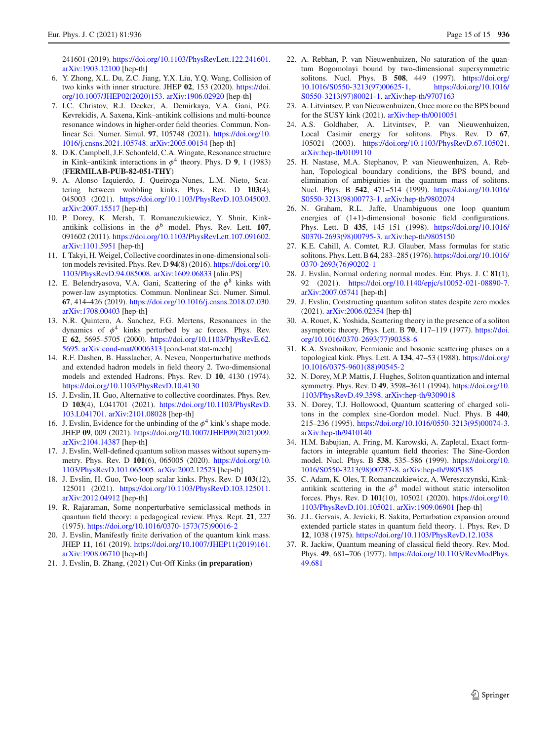241601 (2019). https://doi.org/10.1103/PhysRevLett.122.241601. arXiv:1903.12100 [hep-th]

6. Y. Zhong, X.L. Du, Z.C. Jiang, Y.X. Liu, Y.Q. Wang, Collision of two kinks with inner structure. JHEP **02**, 153 (2020). https://doi.org/10.1007/JHEP02(2020)153. arXiv:1906.02920 [hep-th]
7. I.C. Christov, R.J. Decker, A. Demirkaya, V.A. Gani, P.G. Kevrekidis, A. Saxena, Kink–antikink collisions and multi-bounce resonance windows in higher-order field theories. Commun. Nonlinear Sci. Numer. Simul. **97**, 105748 (2021). https://doi.org/10.1016/j.cnsns.2021.105748. arXiv:2005.00154 [hep-th]
8. D.K. Campbell, J.F. Schonfeld, C.A. Wingate, Resonance structure in Kink–antikink interactions in $\phi^4$ theory. Phys. D **9**, 1 (1983) (**FERMILAB-PUB-82-051-THY**)
9. A. Alonso Izquierdo, J. Queiroga-Nunes, L.M. Nieto, Scattering between wobbling kinks. Phys. Rev. D **103**(4), 045003 (2021). https://doi.org/10.1103/PhysRevD.103.045003. arXiv:2007.15517 [hep-th]
10. P. Dorey, K. Mersh, T. Romanczukiewicz, Y. Shnir, Kink-antikink collisions in the $\phi^6$ model. Phys. Rev. Lett. **107**, 091602 (2011). https://doi.org/10.1103/PhysRevLett.107.091602. arXiv:1101.5951 [hep-th]
11. I. Takyi, H. Weigel, Collective coordinates in one-dimensional soliton models revisited. Phys. Rev. D **94**(8) (2016). https://doi.org/10.1103/PhysRevD.94.085008. arXiv:1609.06833 [nlin.PS]
12. E. Belendryasova, V.A. Gani, Scattering of the $\phi^8$ kinks with power-law asymptotics. Commun. Nonlinear Sci. Numer. Simul. **67**, 414–426 (2019). https://doi.org/10.1016/j.cnsns.2018.07.030. arXiv:1708.00403 [hep-th]
13. N.R. Quintero, A. Sanchez, F.G. Mertens, Resonances in the dynamics of $\phi^4$ kinks perturbed by ac forces. Phys. Rev. E **62**, 5695–5705 (2000). https://doi.org/10.1103/PhysRevE.62.5695. arXiv:cond-mat/0006313 [cond-mat.stat-mech]
14. R.F. Dashen, B. Hasslacher, A. Neveu, Nonperturbative methods and extended hadron models in field theory 2. Two-dimensional models and extended Hadrons. Phys. Rev. D **10**, 4130 (1974). https://doi.org/10.1103/PhysRevD.10.4130
15. J. Evslin, H. Guo, Alternative to collective coordinates. Phys. Rev. D **103**(4), L041701 (2021). https://doi.org/10.1103/PhysRevD.103.L041701. arXiv:2101.08028 [hep-th]
16. J. Evslin, Evidence for the unbinding of the $\phi^4$ kink's shape mode. JHEP **09**, 009 (2021). https://doi.org/10.1007/JHEP09(2021)009. arXiv:2104.14387 [hep-th]
17. J. Evslin, Well-defined quantum soliton masses without supersymmetry. Phys. Rev. D **101**(6), 065005 (2020). https://doi.org/10.1103/PhysRevD.101.065005. arXiv:2002.12523 [hep-th]
18. J. Evslin, H. Guo, Two-loop scalar kinks. Phys. Rev. D **103**(12), 125011 (2021). https://doi.org/10.1103/PhysRevD.103.125011. arXiv:2012.04912 [hep-th]
19. R. Rajaraman, Some nonperturbative semiclassical methods in quantum field theory: a pedagogical review. Phys. Rept. **21**, 227 (1975). https://doi.org/10.1016/0370-1573(75)90016-2
20. J. Evslin, Manifestly finite derivation of the quantum kink mass. JHEP **11**, 161 (2019). https://doi.org/10.1007/JHEP11(2019)161. arXiv:1908.06710 [hep-th]
21. J. Evslin, B. Zhang, (2021) Cut-Off Kinks (**in preparation**)
22. A. Rebhan, P. van Nieuwenhuizen, No saturation of the quantum Bogomolnyi bound by two-dimensional supersymmetric solitons. Nucl. Phys. B **508**, 449 (1997). https://doi.org/10.1016/S0550-3213(97)00625-1, https://doi.org/10.1016/S0550-3213(97)80021-1. arXiv:hep-th/9707163
23. A. Litvintsev, P. van Nieuwenhuizen, Once more on the BPS bound for the SUSY kink (2021). arXiv:hep-th/0010051
24. A.S. Goldhaber, A. Litvintsev, P. van Nieuwenhuizen, Local Casimir energy for solitons. Phys. Rev. D **67**, 105021 (2003). https://doi.org/10.1103/PhysRevD.67.105021. arXiv:hep-th/0109110
25. H. Nastase, M.A. Stephanov, P. van Nieuwenhuizen, A. Rebhan, Topological boundary conditions, the BPS bound, and elimination of ambiguities in the quantum mass of solitons. Nucl. Phys. B **542**, 471–514 (1999). https://doi.org/10.1016/S0550-3213(98)00773-1. arXiv:hep-th/9802074
26. N. Graham, R.L. Jaffe, Unambiguous one loop quantum energies of (1+1)-dimensional bosonic field configurations. Phys. Lett. B **435**, 145–151 (1998). https://doi.org/10.1016/S0370-2693(98)00795-3. arXiv:hep-th/9805150
27. K.E. Cahill, A. Comtet, R.J. Glauber, Mass formulas for static solitons. Phys. Lett. B **64**, 283–285 (1976). https://doi.org/10.1016/0370-2693(76)90202-1
28. J. Evslin, Normal ordering normal modes. Eur. Phys. J. C **81**(1), 92 (2021). https://doi.org/10.1140/epjc/s10052-021-08890-7. arXiv:2007.05741 [hep-th]
29. J. Evslin, Constructing quantum soliton states despite zero modes (2021). arXiv:2006.02354 [hep-th]
30. A. Rouet, K. Yoshida, Scattering theory in the presence of a soliton asymptotic theory. Phys. Lett. B **70**, 117–119 (1977). https://doi.org/10.1016/0370-2693(77)90358-6
31. K.A. Sveshnikov, Fermionic and bosonic scattering phases on a topological kink. Phys. Lett. A **134**, 47–53 (1988). https://doi.org/10.1016/0375-9601(88)90545-2
32. N. Dorey, M.P. Mattis, J. Hughes, Soliton quantization and internal symmetry. Phys. Rev. D **49**, 3598–3611 (1994). https://doi.org/10.1103/PhysRevD.49.3598. arXiv:hep-th/9309018
33. N. Dorey, T.J. Hollowood, Quantum scattering of charged solitons in the complex sine-Gordon model. Nucl. Phys. B **440**, 215–236 (1995). https://doi.org/10.1016/0550-3213(95)00074-3. arXiv:hep-th/9410140
34. H.M. Babujian, A. Fring, M. Karowski, A. Zapletal, Exact form-factors in integrable quantum field theories: The Sine-Gordon model. Nucl. Phys. B **538**, 535–586 (1999). https://doi.org/10.1016/S0550-3213(98)00737-8. arXiv:hep-th/9805185
35. C. Adam, K. Oles, T. Romanczukiewicz, A. Wereszczynski, Kink-antikink scattering in the $\phi^4$ model without static intersoliton forces. Phys. Rev. D **101**(10), 105021 (2020). https://doi.org/10.1103/PhysRevD.101.105021. arXiv:1909.06901 [hep-th]
36. J.L. Gervais, A. Jevicki, B. Sakita, Perturbation expansion around extended particle states in quantum field theory. 1. Phys. Rev. D **12**, 1038 (1975). https://doi.org/10.1103/PhysRevD.12.1038
37. R. Jackiw, Quantum meaning of classical field theory. Rev. Mod. Phys. **49**, 681–706 (1977). https://doi.org/10.1103/RevModPhys.49.681